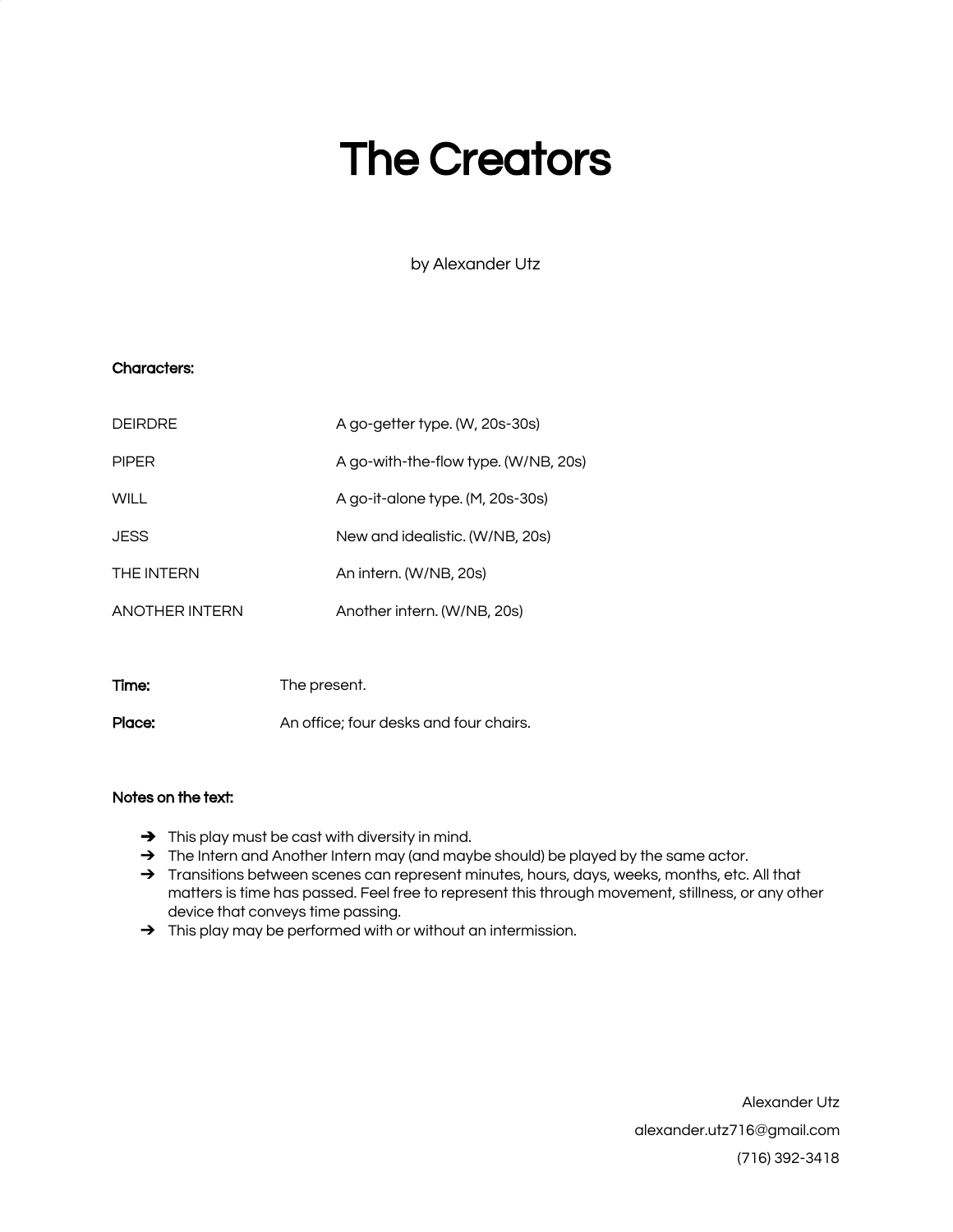# The Creators

by Alexander Utz

**Characters:**

| | |
|---|---|
| DEIRDRE | A go-getter type. (W, 20s-30s) |
| PIPER | A go-with-the-flow type. (W/NB, 20s) |
| WILL | A go-it-alone type. (M, 20s-30s) |
| JESS | New and idealistic. (W/NB, 20s) |
| THE INTERN | An intern. (W/NB, 20s) |
| ANOTHER INTERN | Another intern. (W/NB, 20s) |

**Time:** The present.

**Place:** An office; four desks and four chairs.

**Notes on the text:**

- ➔ This play must be cast with diversity in mind.
- ➔ The Intern and Another Intern may (and maybe should) be played by the same actor.
- ➔ Transitions between scenes can represent minutes, hours, days, weeks, months, etc. All that matters is time has passed. Feel free to represent this through movement, stillness, or any other device that conveys time passing.
- ➔ This play may be performed with or without an intermission.

Alexander Utz
alexander.utz716@gmail.com
(716) 392-3418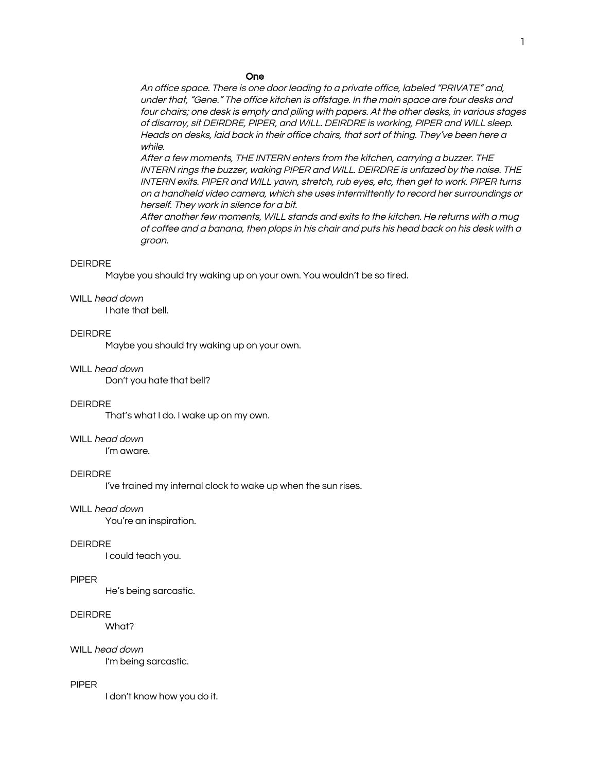## One

*An office space. There is one door leading to a private office, labeled "PRIVATE" and, under that, "Gene." The office kitchen is offstage. In the main space are four desks and four chairs; one desk is empty and piling with papers. At the other desks, in various stages of disarray, sit DEIRDRE, PIPER, and WILL. DEIRDRE is working, PIPER and WILL sleep. Heads on desks, laid back in their office chairs, that sort of thing. They've been here a while.*

*After a few moments, THE INTERN enters from the kitchen, carrying a buzzer. THE INTERN rings the buzzer, waking PIPER and WILL. DEIRDRE is unfazed by the noise. THE INTERN exits. PIPER and WILL yawn, stretch, rub eyes, etc, then get to work. PIPER turns on a handheld video camera, which she uses intermittently to record her surroundings or herself. They work in silence for a bit.*

*After another few moments, WILL stands and exits to the kitchen. He returns with a mug of coffee and a banana, then plops in his chair and puts his head back on his desk with a groan.*

DEIRDRE

Maybe you should try waking up on your own. You wouldn't be so tired.

WILL *head down*

I hate that bell.

DEIRDRE

Maybe you should try waking up on your own.

WILL *head down*

Don't you hate that bell?

DEIRDRE

That's what I do. I wake up on my own.

WILL *head down*

I'm aware.

DEIRDRE

I've trained my internal clock to wake up when the sun rises.

WILL *head down*

You're an inspiration.

DEIRDRE

I could teach you.

PIPER

He's being sarcastic.

DEIRDRE

What?

WILL *head down*

I'm being sarcastic.

PIPER

I don't know how you do it.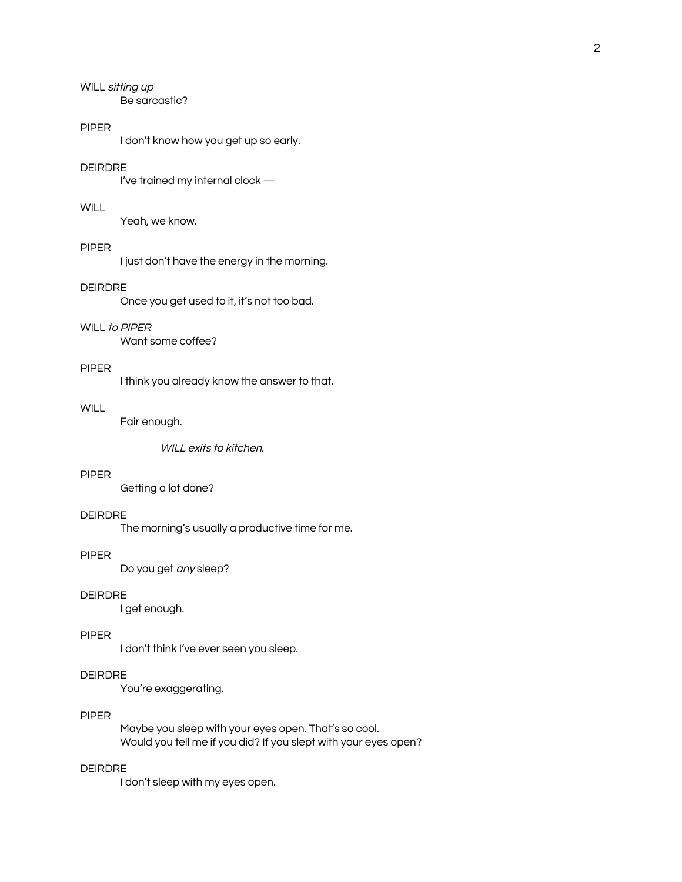WILL *sitting up*

Be sarcastic?

PIPER

I don't know how you get up so early.

DEIRDRE

I've trained my internal clock —

WILL

Yeah, we know.

PIPER

I just don't have the energy in the morning.

DEIRDRE

Once you get used to it, it's not too bad.

WILL *to PIPER*

Want some coffee?

PIPER

I think you already know the answer to that.

WILL

Fair enough.

*WILL exits to kitchen.*

PIPER

Getting a lot done?

DEIRDRE

The morning's usually a productive time for me.

PIPER

Do you get *any* sleep?

DEIRDRE

I get enough.

PIPER

I don't think I've ever seen you sleep.

DEIRDRE

You're exaggerating.

PIPER

Maybe you sleep with your eyes open. That's so cool.
Would you tell me if you did? If you slept with your eyes open?

DEIRDRE

I don't sleep with my eyes open.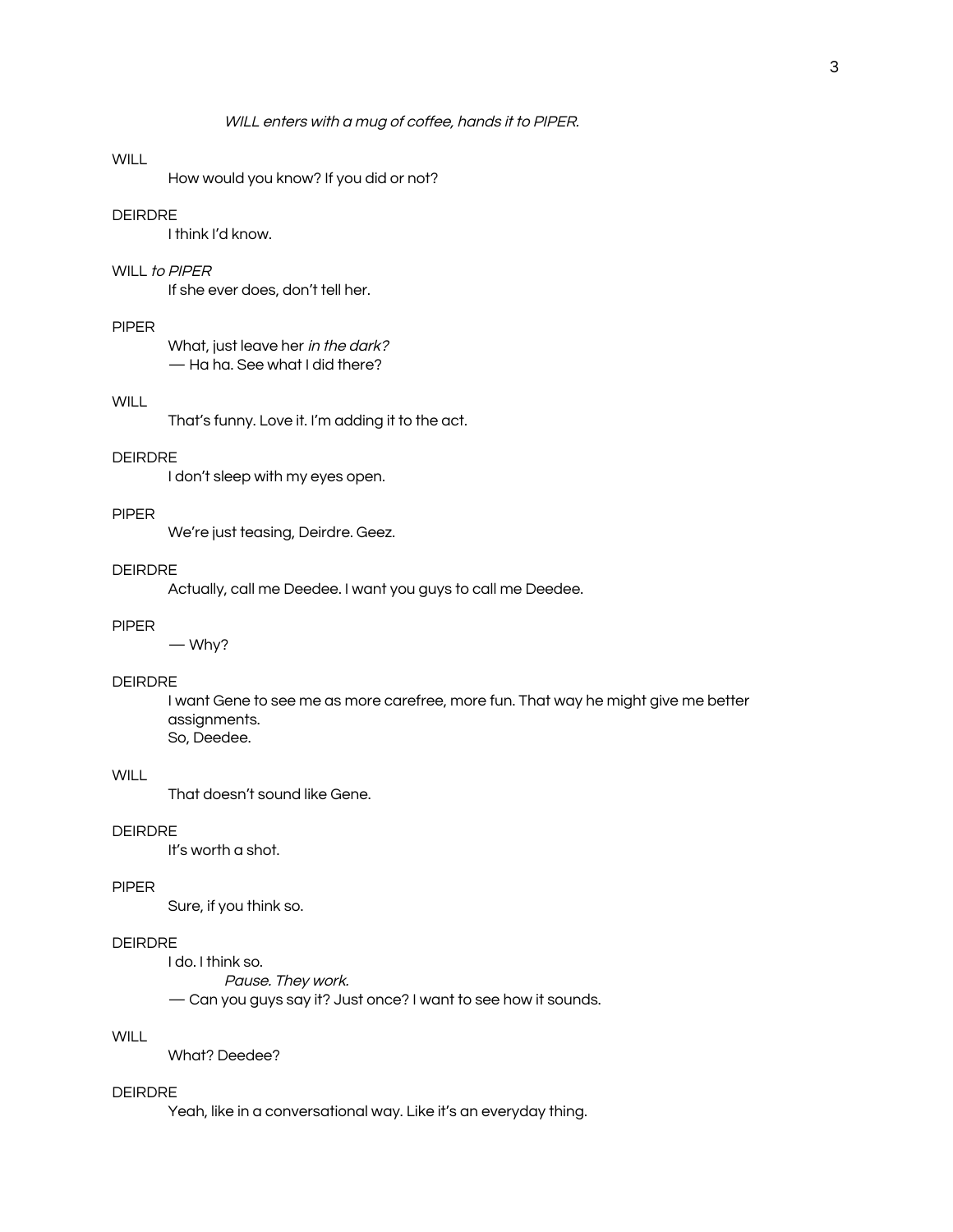*WILL enters with a mug of coffee, hands it to PIPER.*

WILL

How would you know? If you did or not?

DEIRDRE

I think I'd know.

WILL *to PIPER*

If she ever does, don't tell her.

PIPER

What, just leave her *in the dark?*
— Ha ha. See what I did there?

WILL

That's funny. Love it. I'm adding it to the act.

DEIRDRE

I don't sleep with my eyes open.

PIPER

We're just teasing, Deirdre. Geez.

DEIRDRE

Actually, call me Deedee. I want you guys to call me Deedee.

PIPER

— Why?

DEIRDRE

I want Gene to see me as more carefree, more fun. That way he might give me better assignments.
So, Deedee.

WILL

That doesn't sound like Gene.

DEIRDRE

It's worth a shot.

PIPER

Sure, if you think so.

DEIRDRE

I do. I think so.
*Pause. They work.*
— Can you guys say it? Just once? I want to see how it sounds.

WILL

What? Deedee?

DEIRDRE

Yeah, like in a conversational way. Like it's an everyday thing.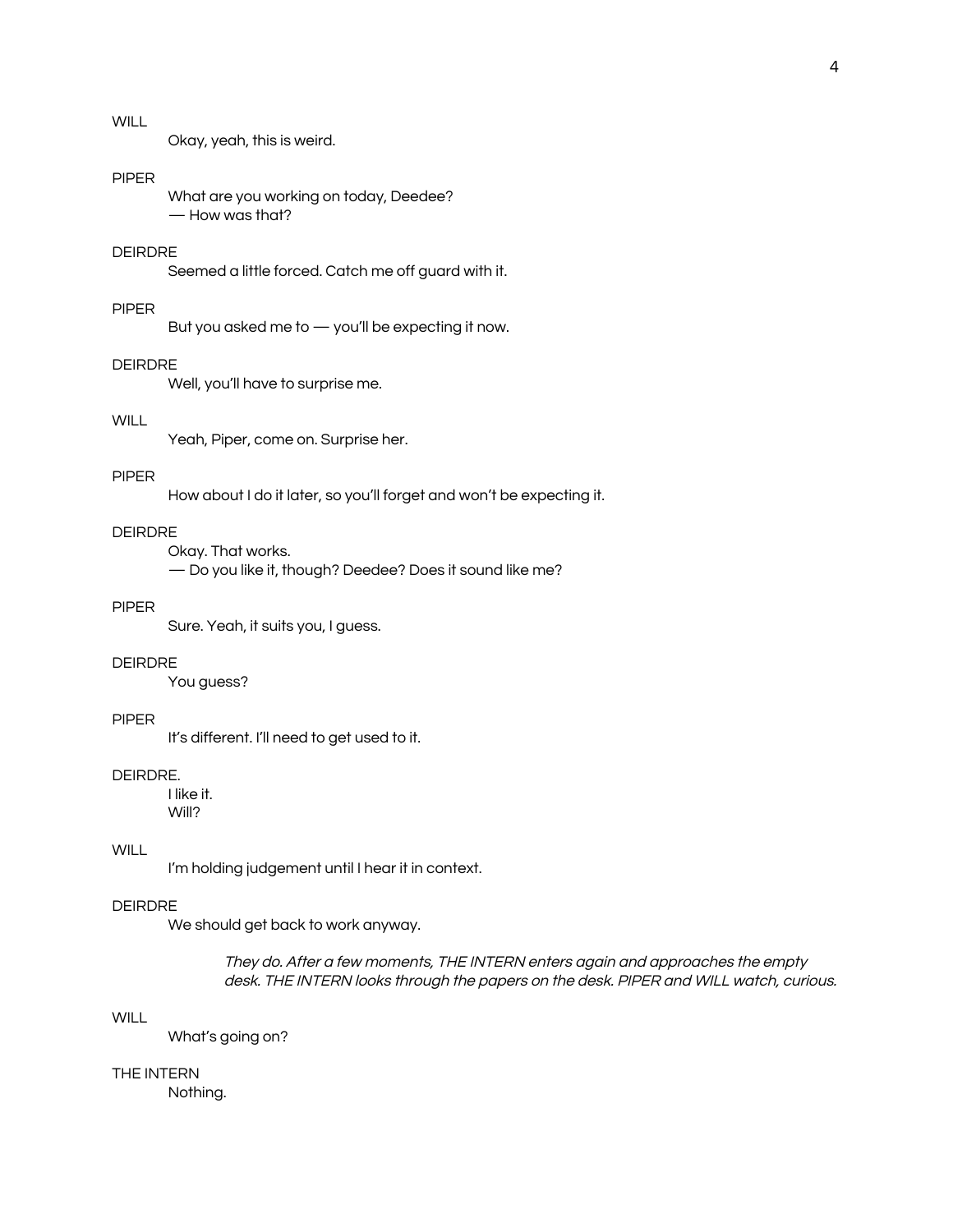WILL

Okay, yeah, this is weird.

PIPER

What are you working on today, Deedee?
— How was that?

DEIRDRE

Seemed a little forced. Catch me off guard with it.

PIPER

But you asked me to — you'll be expecting it now.

DEIRDRE

Well, you'll have to surprise me.

WILL

Yeah, Piper, come on. Surprise her.

PIPER

How about I do it later, so you'll forget and won't be expecting it.

DEIRDRE

Okay. That works.
— Do you like it, though? Deedee? Does it sound like me?

PIPER

Sure. Yeah, it suits you, I guess.

DEIRDRE

You guess?

PIPER

It's different. I'll need to get used to it.

DEIRDRE.

I like it.
Will?

WILL

I'm holding judgement until I hear it in context.

DEIRDRE

We should get back to work anyway.

*They do. After a few moments, THE INTERN enters again and approaches the empty desk. THE INTERN looks through the papers on the desk. PIPER and WILL watch, curious.*

WILL

What's going on?

THE INTERN

Nothing.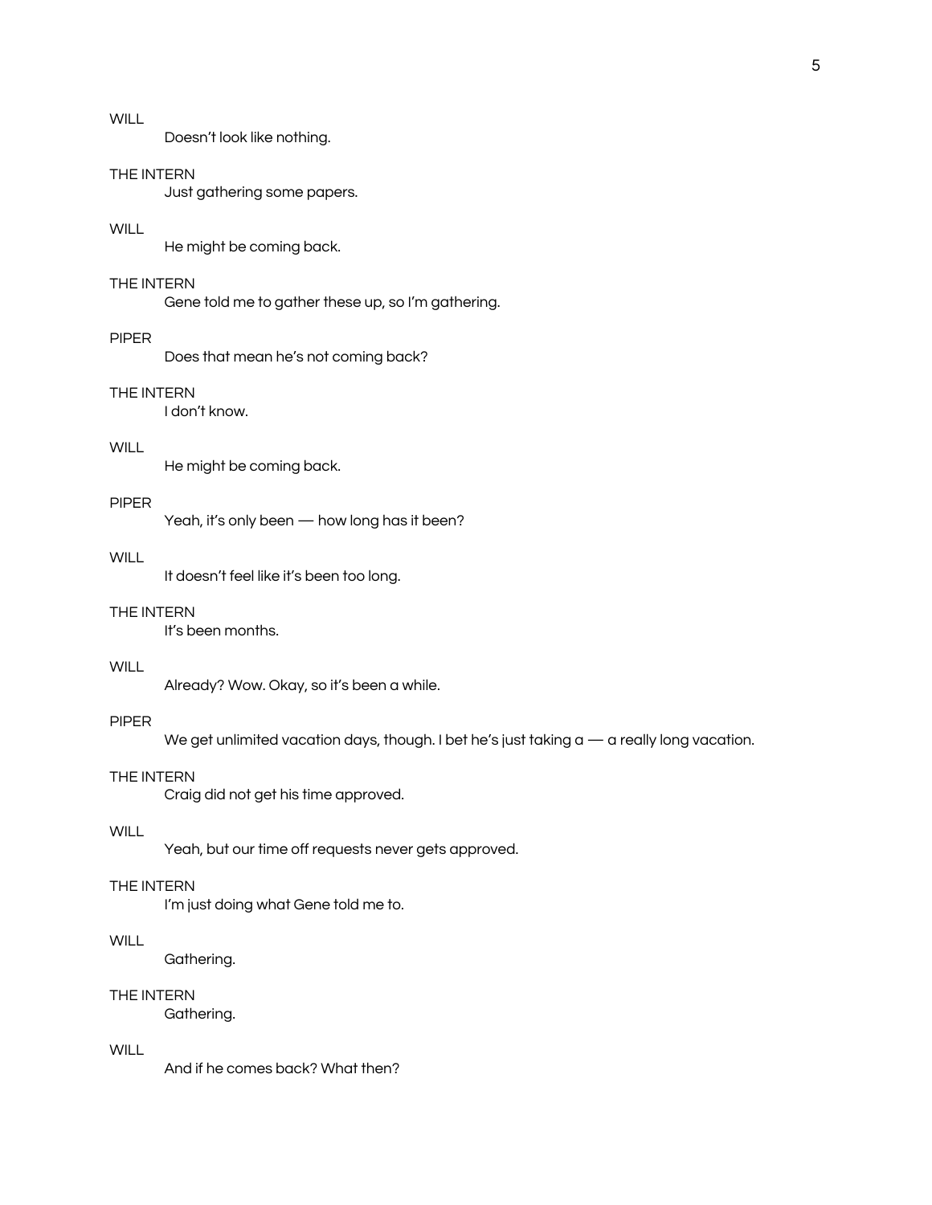WILL

Doesn't look like nothing.

THE INTERN

Just gathering some papers.

WILL

He might be coming back.

THE INTERN

Gene told me to gather these up, so I'm gathering.

PIPER

Does that mean he's not coming back?

THE INTERN

I don't know.

WILL

He might be coming back.

PIPER

Yeah, it's only been — how long has it been?

WILL

It doesn't feel like it's been too long.

THE INTERN

It's been months.

WILL

Already? Wow. Okay, so it's been a while.

PIPER

We get unlimited vacation days, though. I bet he's just taking a — a really long vacation.

THE INTERN

Craig did not get his time approved.

WILL

Yeah, but our time off requests never gets approved.

THE INTERN

I'm just doing what Gene told me to.

WILL

Gathering.

THE INTERN

Gathering.

WILL

And if he comes back? What then?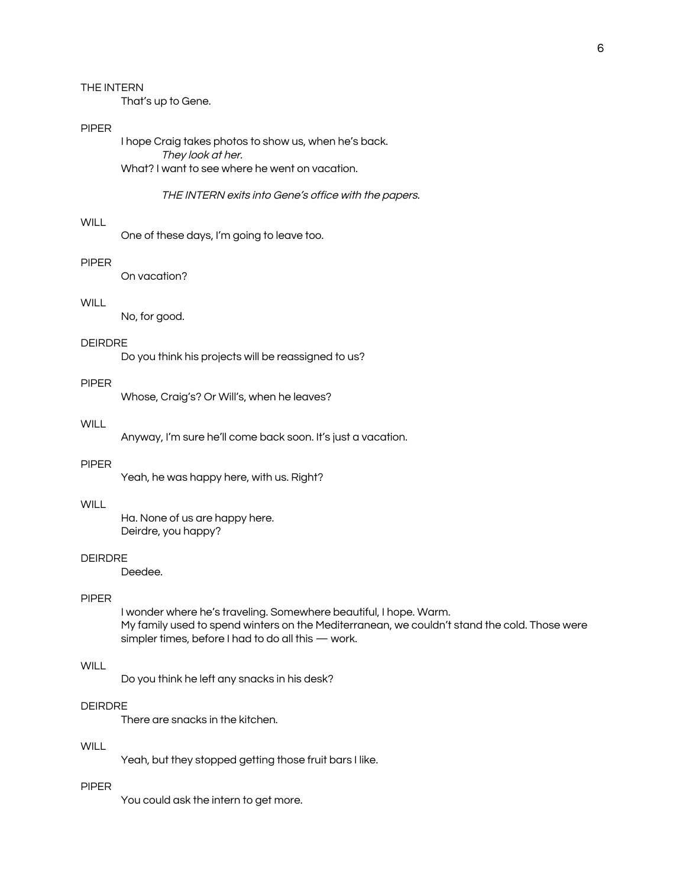THE INTERN

That's up to Gene.

PIPER

I hope Craig takes photos to show us, when he's back.

*They look at her.*

What? I want to see where he went on vacation.

*THE INTERN exits into Gene's office with the papers.*

WILL

One of these days, I'm going to leave too.

PIPER

On vacation?

WILL

No, for good.

DEIRDRE

Do you think his projects will be reassigned to us?

PIPER

Whose, Craig's? Or Will's, when he leaves?

WILL

Anyway, I'm sure he'll come back soon. It's just a vacation.

PIPER

Yeah, he was happy here, with us. Right?

WILL

Ha. None of us are happy here.
Deirdre, you happy?

DEIRDRE

Deedee.

PIPER

I wonder where he's traveling. Somewhere beautiful, I hope. Warm.
My family used to spend winters on the Mediterranean, we couldn't stand the cold. Those were simpler times, before I had to do all this — work.

WILL

Do you think he left any snacks in his desk?

DEIRDRE

There are snacks in the kitchen.

WILL

Yeah, but they stopped getting those fruit bars I like.

PIPER

You could ask the intern to get more.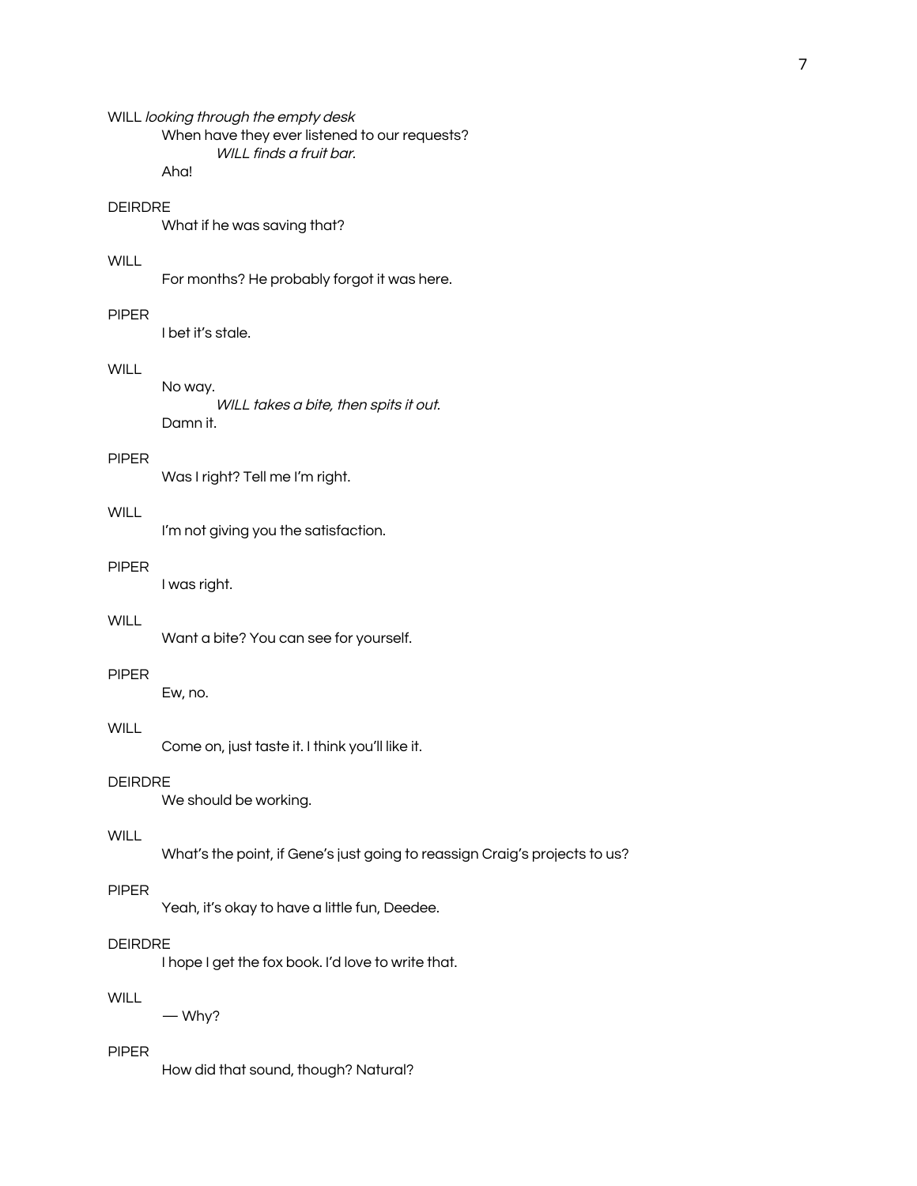WILL *looking through the empty desk*

When have they ever listened to our requests?

*WILL finds a fruit bar.*

Aha!

DEIRDRE

What if he was saving that?

WILL

For months? He probably forgot it was here.

PIPER

I bet it's stale.

WILL

No way.

*WILL takes a bite, then spits it out.*

Damn it.

PIPER

Was I right? Tell me I'm right.

WILL

I'm not giving you the satisfaction.

PIPER

I was right.

WILL

Want a bite? You can see for yourself.

PIPER

Ew, no.

WILL

Come on, just taste it. I think you'll like it.

DEIRDRE

We should be working.

WILL

What's the point, if Gene's just going to reassign Craig's projects to us?

PIPER

Yeah, it's okay to have a little fun, Deedee.

DEIRDRE

I hope I get the fox book. I'd love to write that.

WILL

— Why?

PIPER

How did that sound, though? Natural?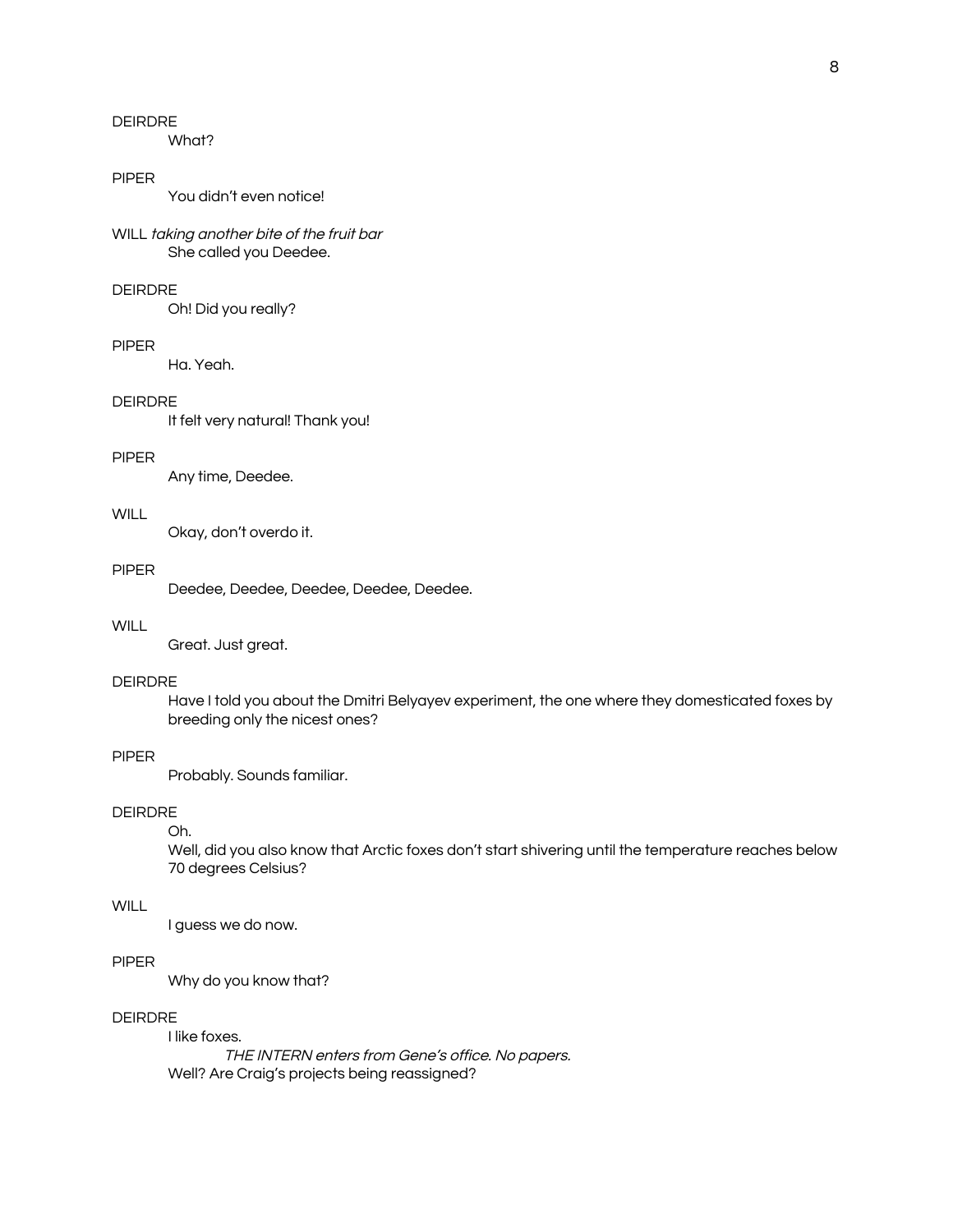DEIRDRE

What?

PIPER

You didn't even notice!

WILL *taking another bite of the fruit bar*

She called you Deedee.

DEIRDRE

Oh! Did you really?

PIPER

Ha. Yeah.

DEIRDRE

It felt very natural! Thank you!

PIPER

Any time, Deedee.

WILL

Okay, don't overdo it.

PIPER

Deedee, Deedee, Deedee, Deedee, Deedee.

WILL

Great. Just great.

DEIRDRE

Have I told you about the Dmitri Belyayev experiment, the one where they domesticated foxes by breeding only the nicest ones?

PIPER

Probably. Sounds familiar.

DEIRDRE

Oh.

Well, did you also know that Arctic foxes don't start shivering until the temperature reaches below 70 degrees Celsius?

WILL

I guess we do now.

PIPER

Why do you know that?

DEIRDRE

I like foxes.

*THE INTERN enters from Gene's office. No papers.*

Well? Are Craig's projects being reassigned?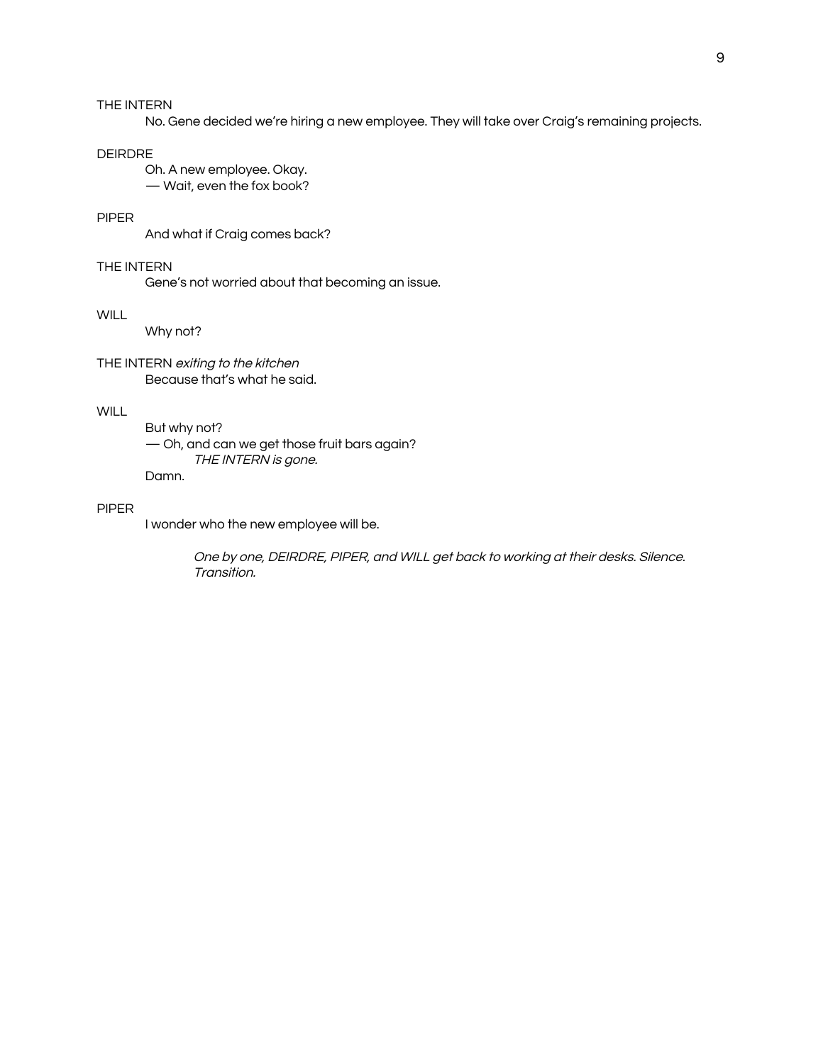THE INTERN

No. Gene decided we're hiring a new employee. They will take over Craig's remaining projects.

DEIRDRE

Oh. A new employee. Okay.
— Wait, even the fox book?

PIPER

And what if Craig comes back?

THE INTERN

Gene's not worried about that becoming an issue.

WILL

Why not?

THE INTERN *exiting to the kitchen*

Because that's what he said.

WILL

But why not?
— Oh, and can we get those fruit bars again?

*THE INTERN is gone.*

Damn.

PIPER

I wonder who the new employee will be.

*One by one, DEIRDRE, PIPER, and WILL get back to working at their desks. Silence. Transition.*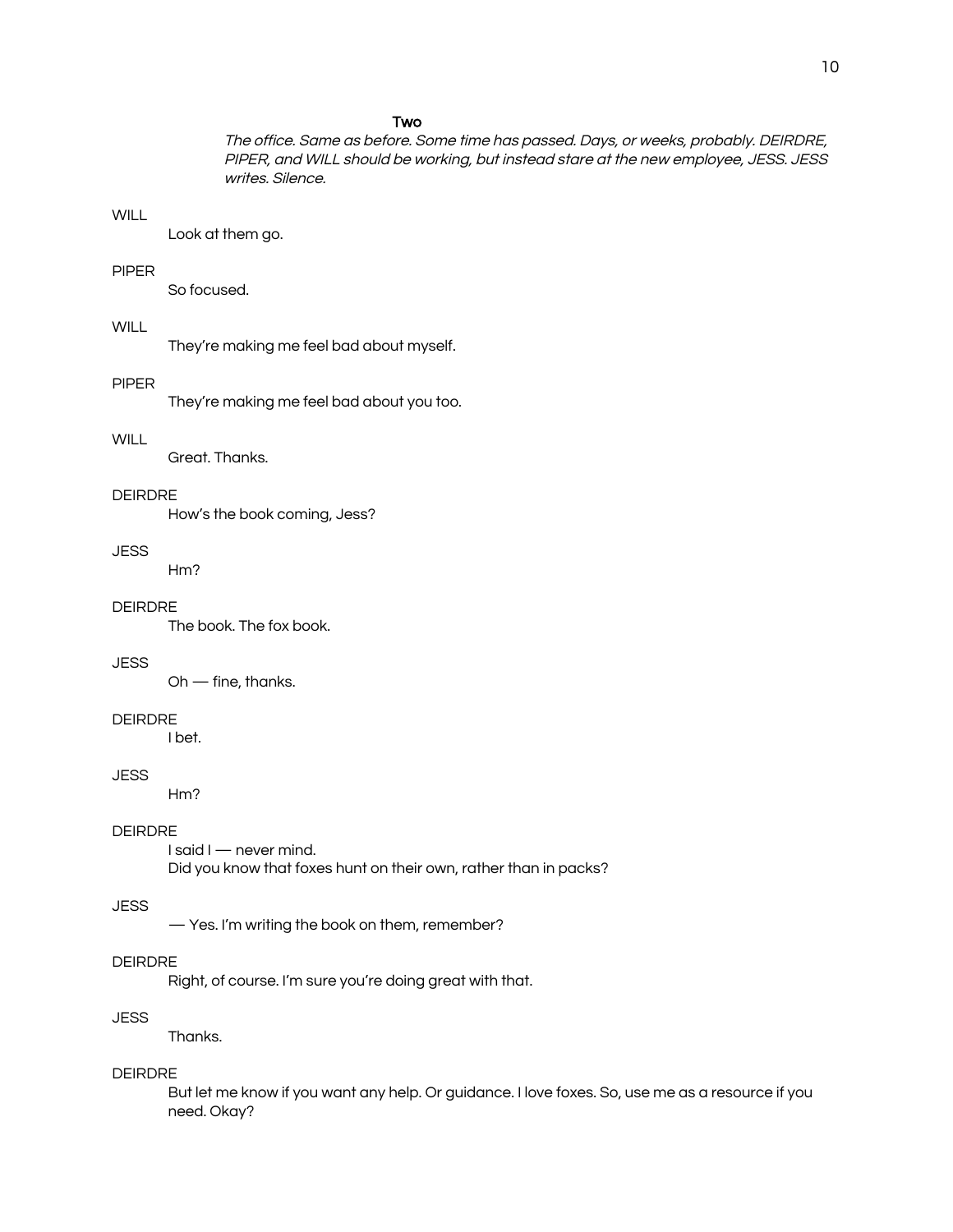**Two**

*The office. Same as before. Some time has passed. Days, or weeks, probably. DEIRDRE, PIPER, and WILL should be working, but instead stare at the new employee, JESS. JESS writes. Silence.*

WILL

Look at them go.

PIPER

So focused.

WILL

They're making me feel bad about myself.

PIPER

They're making me feel bad about you too.

WILL

Great. Thanks.

DEIRDRE

How's the book coming, Jess?

JESS

Hm?

DEIRDRE

The book. The fox book.

JESS

Oh — fine, thanks.

DEIRDRE

I bet.

JESS

Hm?

DEIRDRE

I said I — never mind.
Did you know that foxes hunt on their own, rather than in packs?

JESS

— Yes. I'm writing the book on them, remember?

DEIRDRE

Right, of course. I'm sure you're doing great with that.

JESS

Thanks.

DEIRDRE

But let me know if you want any help. Or guidance. I love foxes. So, use me as a resource if you need. Okay?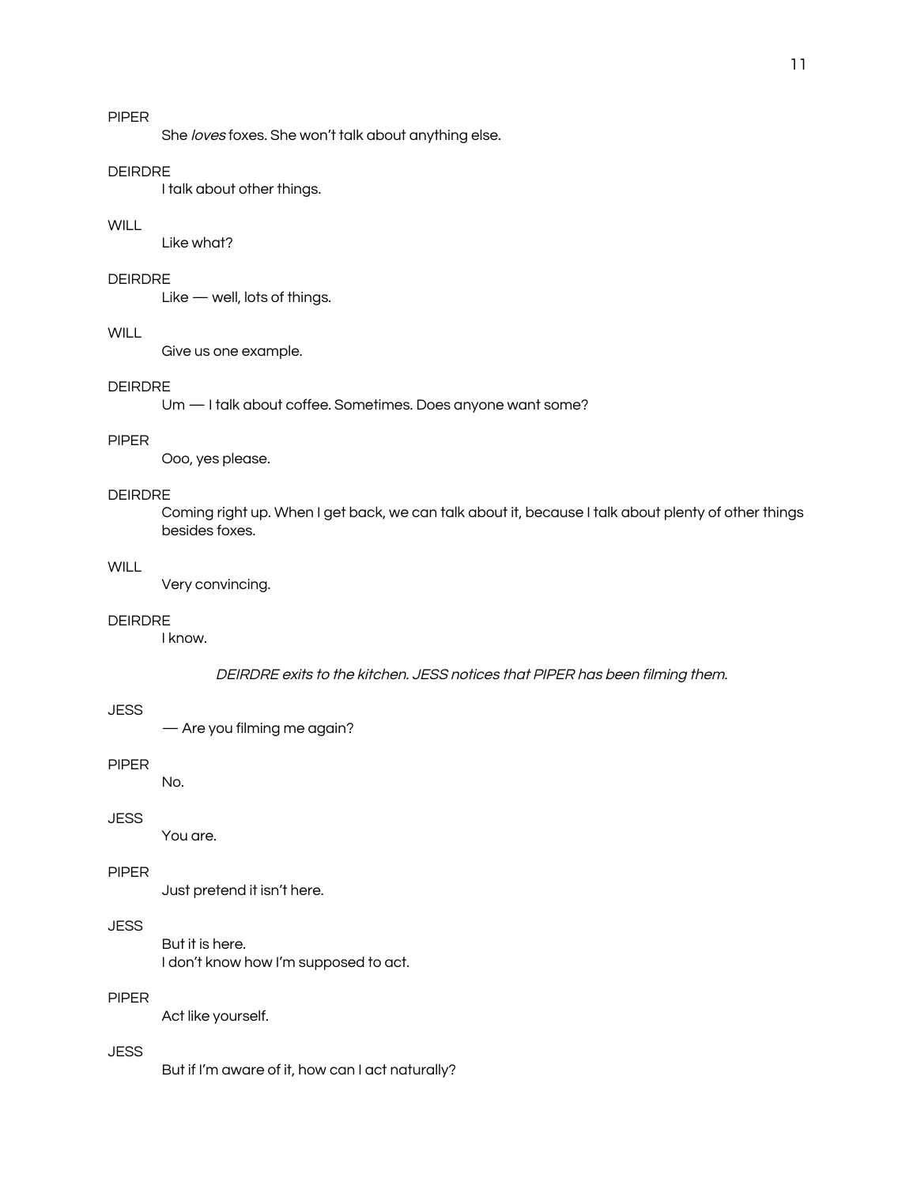PIPER

She *loves* foxes. She won't talk about anything else.

DEIRDRE

I talk about other things.

WILL

Like what?

DEIRDRE

Like — well, lots of things.

WILL

Give us one example.

DEIRDRE

Um — I talk about coffee. Sometimes. Does anyone want some?

PIPER

Ooo, yes please.

DEIRDRE

Coming right up. When I get back, we can talk about it, because I talk about plenty of other things besides foxes.

WILL

Very convincing.

DEIRDRE

I know.

*DEIRDRE exits to the kitchen. JESS notices that PIPER has been filming them.*

JESS

— Are you filming me again?

PIPER

No.

JESS

You are.

PIPER

Just pretend it isn't here.

JESS

But it is here.
I don't know how I'm supposed to act.

PIPER

Act like yourself.

JESS

But if I'm aware of it, how can I act naturally?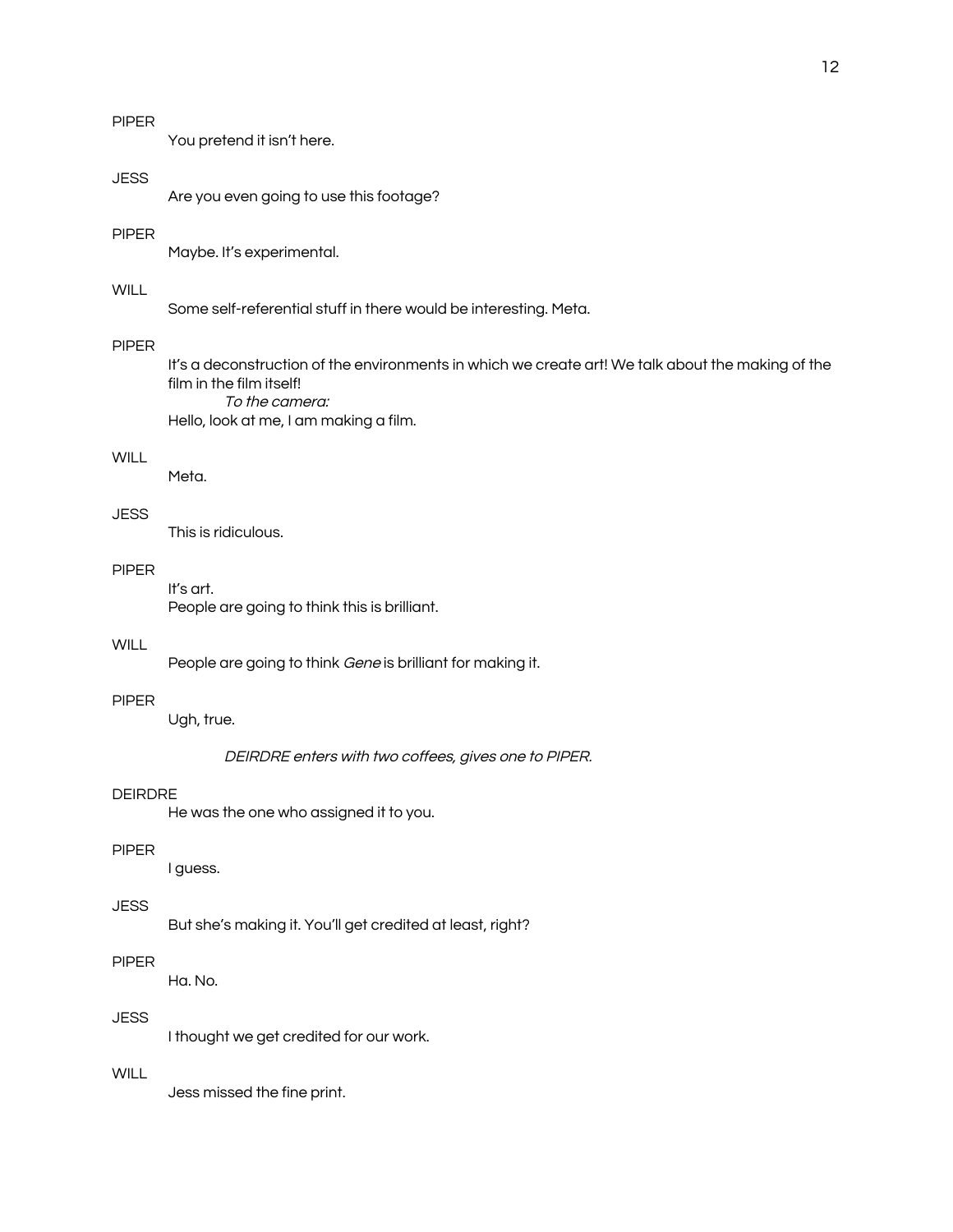PIPER

You pretend it isn't here.

JESS

Are you even going to use this footage?

PIPER

Maybe. It's experimental.

WILL

Some self-referential stuff in there would be interesting. Meta.

PIPER

It's a deconstruction of the environments in which we create art! We talk about the making of the film in the film itself!

*To the camera:*

Hello, look at me, I am making a film.

WILL

Meta.

JESS

This is ridiculous.

PIPER

It's art.
People are going to think this is brilliant.

WILL

People are going to think *Gene* is brilliant for making it.

PIPER

Ugh, true.

*DEIRDRE enters with two coffees, gives one to PIPER.*

DEIRDRE

He was the one who assigned it to you.

PIPER

I guess.

JESS

But she's making it. You'll get credited at least, right?

PIPER

Ha. No.

JESS

I thought we get credited for our work.

WILL

Jess missed the fine print.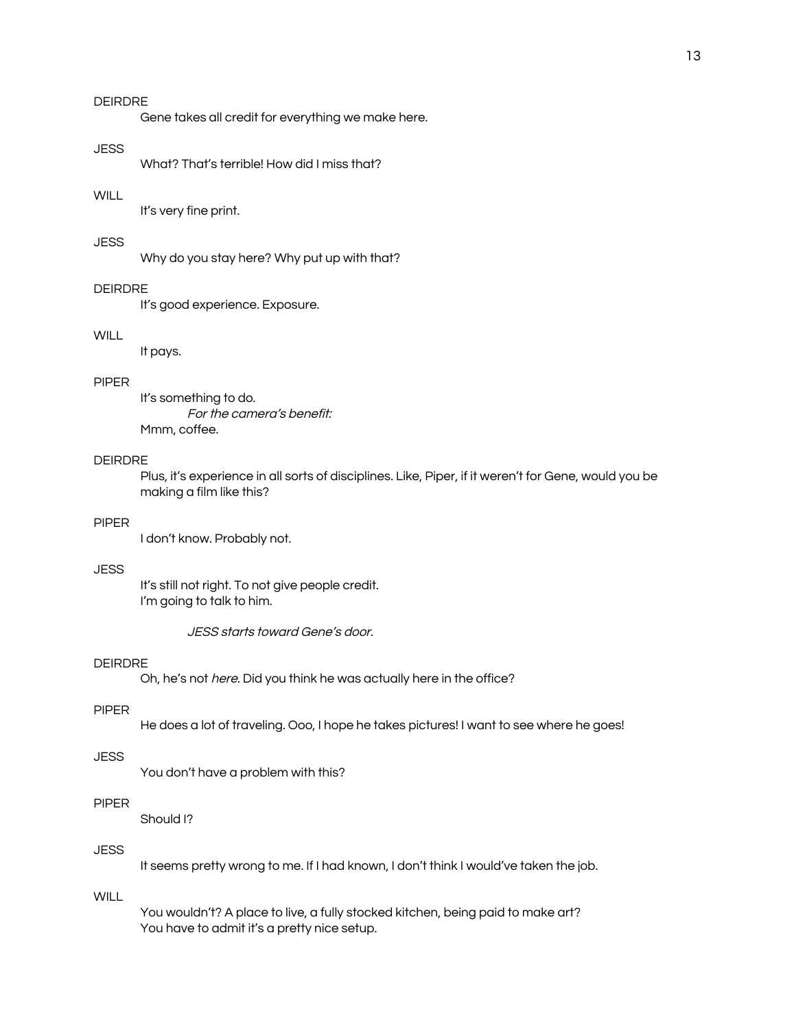DEIRDRE

Gene takes all credit for everything we make here.

JESS

What? That's terrible! How did I miss that?

WILL

It's very fine print.

JESS

Why do you stay here? Why put up with that?

DEIRDRE

It's good experience. Exposure.

WILL

It pays.

PIPER

It's something to do.

*For the camera's benefit:*

Mmm, coffee.

DEIRDRE

Plus, it's experience in all sorts of disciplines. Like, Piper, if it weren't for Gene, would you be making a film like this?

PIPER

I don't know. Probably not.

JESS

It's still not right. To not give people credit.
I'm going to talk to him.

*JESS starts toward Gene's door.*

DEIRDRE

Oh, he's not *here*. Did you think he was actually here in the office?

PIPER

He does a lot of traveling. Ooo, I hope he takes pictures! I want to see where he goes!

JESS

You don't have a problem with this?

PIPER

Should I?

JESS

It seems pretty wrong to me. If I had known, I don't think I would've taken the job.

WILL

You wouldn't? A place to live, a fully stocked kitchen, being paid to make art?
You have to admit it's a pretty nice setup.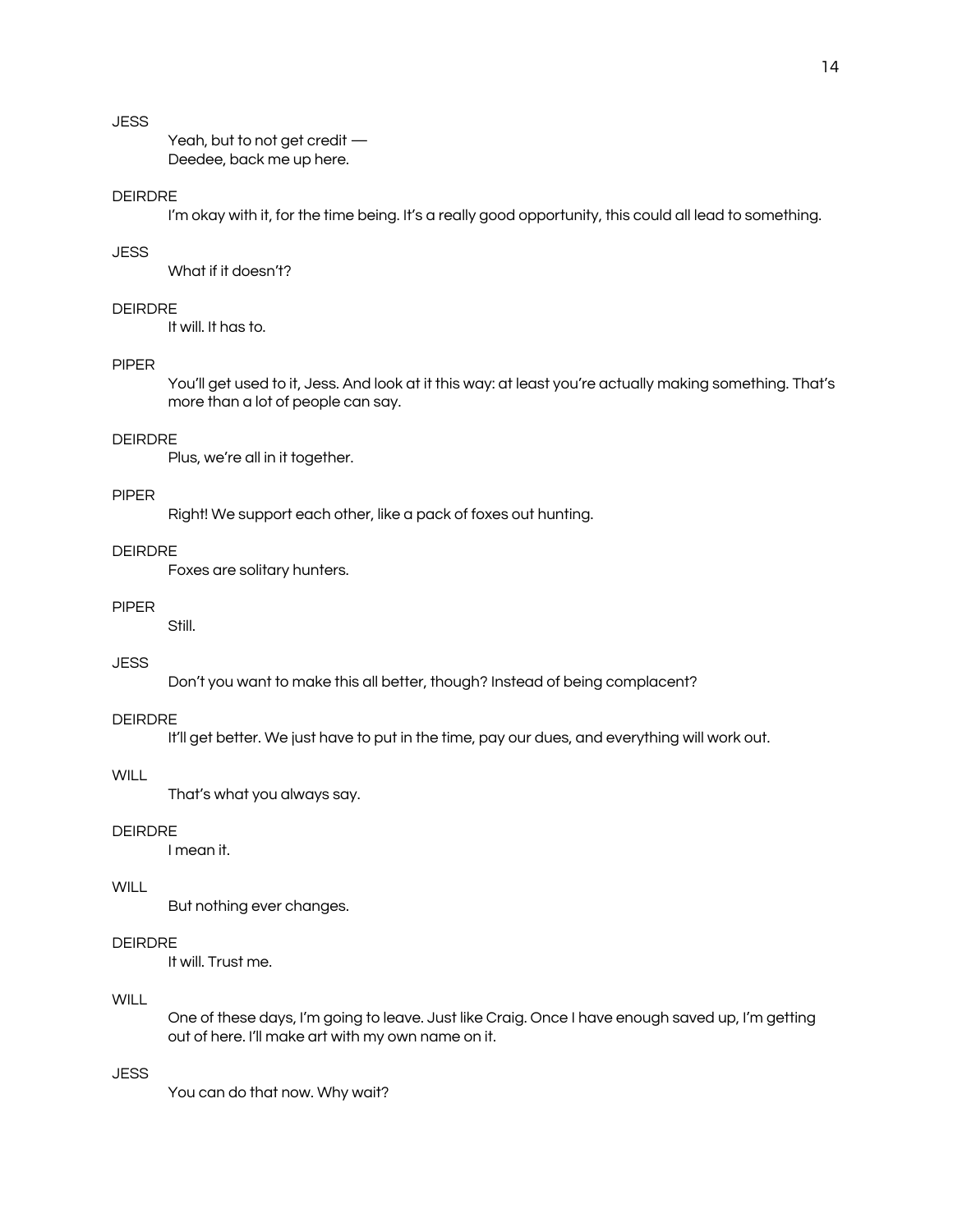JESS

Yeah, but to not get credit —
Deedee, back me up here.

DEIRDRE

I'm okay with it, for the time being. It's a really good opportunity, this could all lead to something.

JESS

What if it doesn't?

DEIRDRE

It will. It has to.

PIPER

You'll get used to it, Jess. And look at it this way: at least you're actually making something. That's more than a lot of people can say.

DEIRDRE

Plus, we're all in it together.

PIPER

Right! We support each other, like a pack of foxes out hunting.

DEIRDRE

Foxes are solitary hunters.

PIPER

Still.

JESS

Don't you want to make this all better, though? Instead of being complacent?

DEIRDRE

It'll get better. We just have to put in the time, pay our dues, and everything will work out.

WILL

That's what you always say.

DEIRDRE

I mean it.

WILL

But nothing ever changes.

DEIRDRE

It will. Trust me.

WILL

One of these days, I'm going to leave. Just like Craig. Once I have enough saved up, I'm getting out of here. I'll make art with my own name on it.

JESS

You can do that now. Why wait?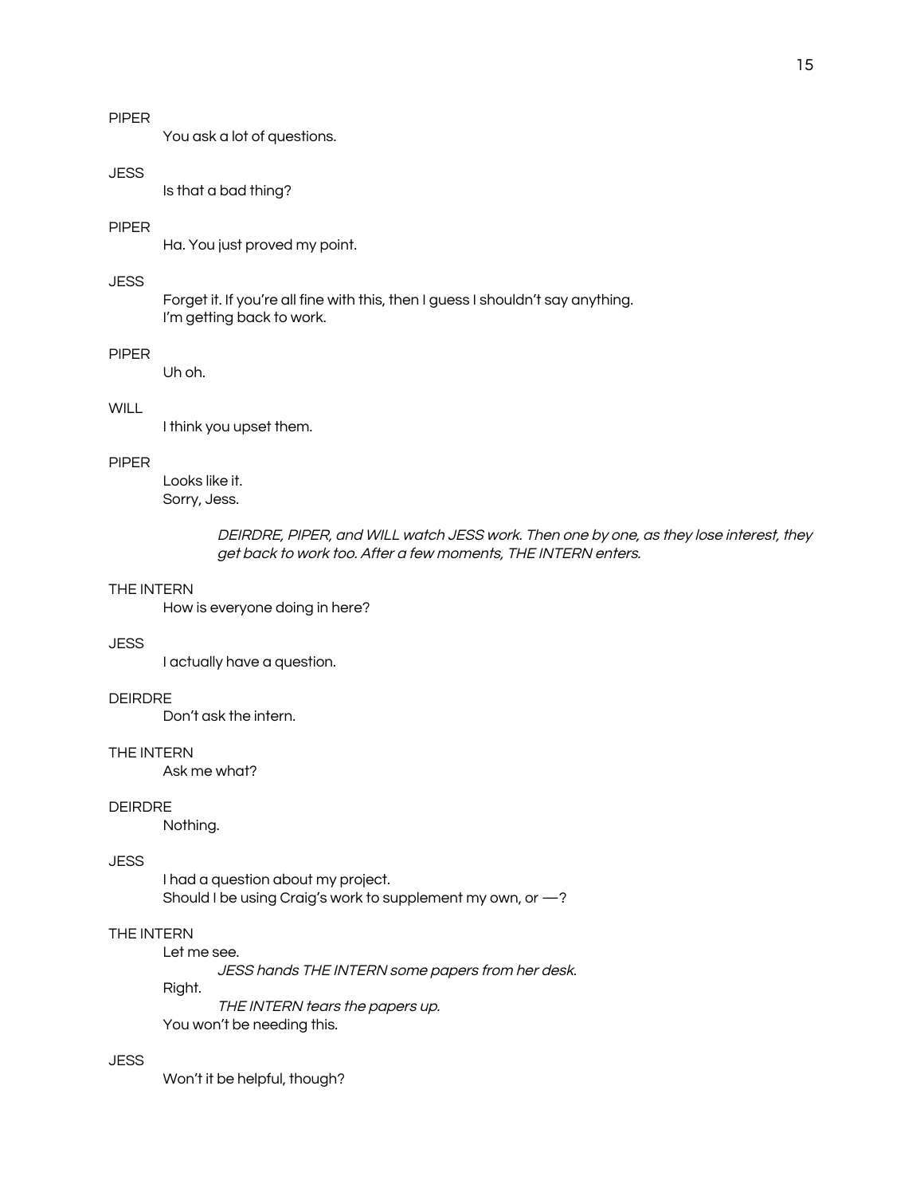PIPER

You ask a lot of questions.

JESS

Is that a bad thing?

PIPER

Ha. You just proved my point.

JESS

Forget it. If you're all fine with this, then I guess I shouldn't say anything.
I'm getting back to work.

PIPER

Uh oh.

WILL

I think you upset them.

PIPER

Looks like it.
Sorry, Jess.

*DEIRDRE, PIPER, and WILL watch JESS work. Then one by one, as they lose interest, they get back to work too. After a few moments, THE INTERN enters.*

THE INTERN

How is everyone doing in here?

JESS

I actually have a question.

DEIRDRE

Don't ask the intern.

THE INTERN

Ask me what?

DEIRDRE

Nothing.

JESS

I had a question about my project.
Should I be using Craig's work to supplement my own, or —?

THE INTERN

Let me see.

*JESS hands THE INTERN some papers from her desk.*

Right.

*THE INTERN tears the papers up.*

You won't be needing this.

JESS

Won't it be helpful, though?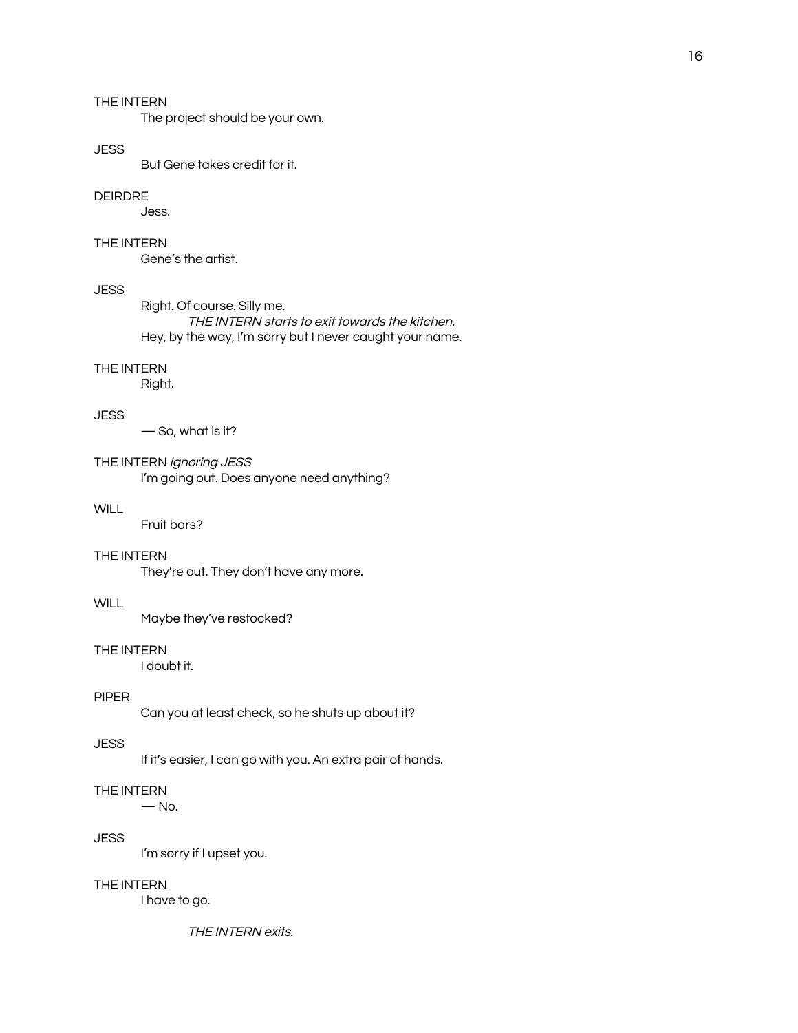THE INTERN

The project should be your own.

JESS

But Gene takes credit for it.

DEIRDRE

Jess.

THE INTERN

Gene's the artist.

JESS

Right. Of course. Silly me.

*THE INTERN starts to exit towards the kitchen.*

Hey, by the way, I'm sorry but I never caught your name.

THE INTERN

Right.

JESS

— So, what is it?

THE INTERN *ignoring JESS*

I'm going out. Does anyone need anything?

WILL

Fruit bars?

THE INTERN

They're out. They don't have any more.

WILL

Maybe they've restocked?

THE INTERN

I doubt it.

PIPER

Can you at least check, so he shuts up about it?

JESS

If it's easier, I can go with you. An extra pair of hands.

THE INTERN

— No.

JESS

I'm sorry if I upset you.

THE INTERN

I have to go.

*THE INTERN exits.*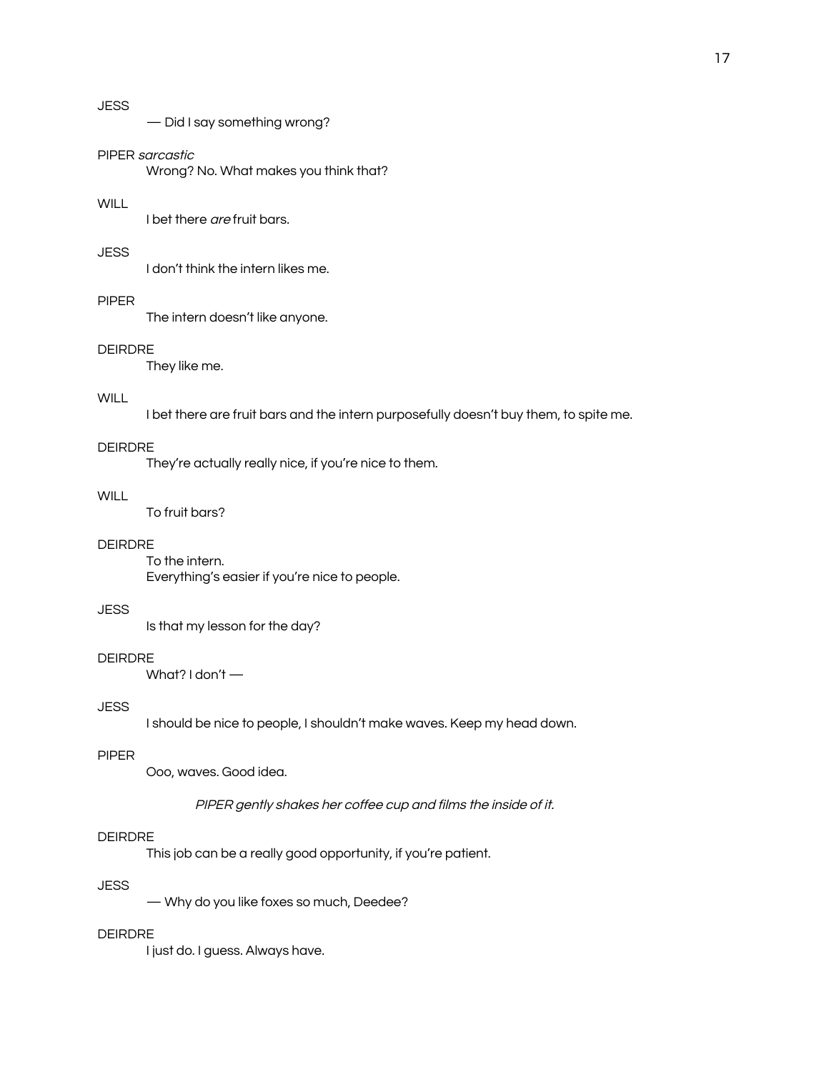JESS

— Did I say something wrong?

PIPER *sarcastic*

Wrong? No. What makes you think that?

WILL

I bet there *are* fruit bars.

JESS

I don't think the intern likes me.

PIPER

The intern doesn't like anyone.

DEIRDRE

They like me.

WILL

I bet there are fruit bars and the intern purposefully doesn't buy them, to spite me.

DEIRDRE

They're actually really nice, if you're nice to them.

WILL

To fruit bars?

DEIRDRE

To the intern.
Everything's easier if you're nice to people.

JESS

Is that my lesson for the day?

DEIRDRE

What? I don't —

JESS

I should be nice to people, I shouldn't make waves. Keep my head down.

PIPER

Ooo, waves. Good idea.

*PIPER gently shakes her coffee cup and films the inside of it.*

DEIRDRE

This job can be a really good opportunity, if you're patient.

JESS

— Why do you like foxes so much, Deedee?

DEIRDRE

I just do. I guess. Always have.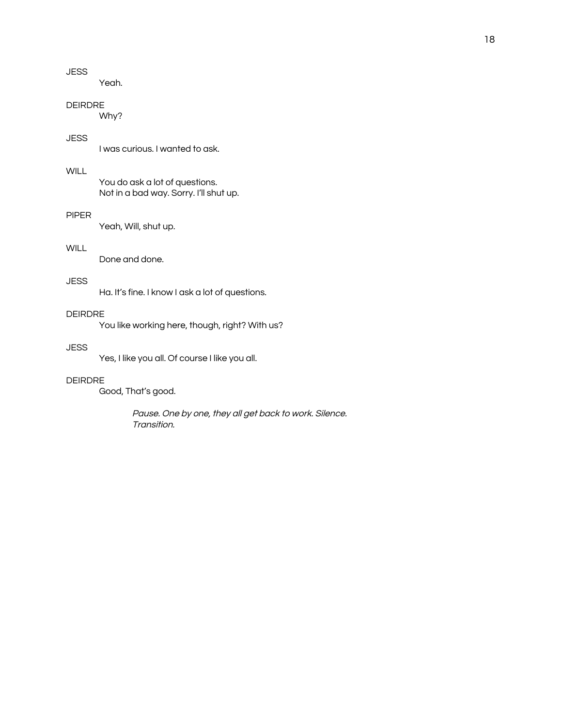JESS

Yeah.

DEIRDRE

Why?

JESS

I was curious. I wanted to ask.

WILL

You do ask a lot of questions.
Not in a bad way. Sorry. I'll shut up.

PIPER

Yeah, Will, shut up.

WILL

Done and done.

JESS

Ha. It's fine. I know I ask a lot of questions.

DEIRDRE

You like working here, though, right? With us?

JESS

Yes, I like you all. Of course I like you all.

DEIRDRE

Good, That's good.

*Pause. One by one, they all get back to work. Silence. Transition.*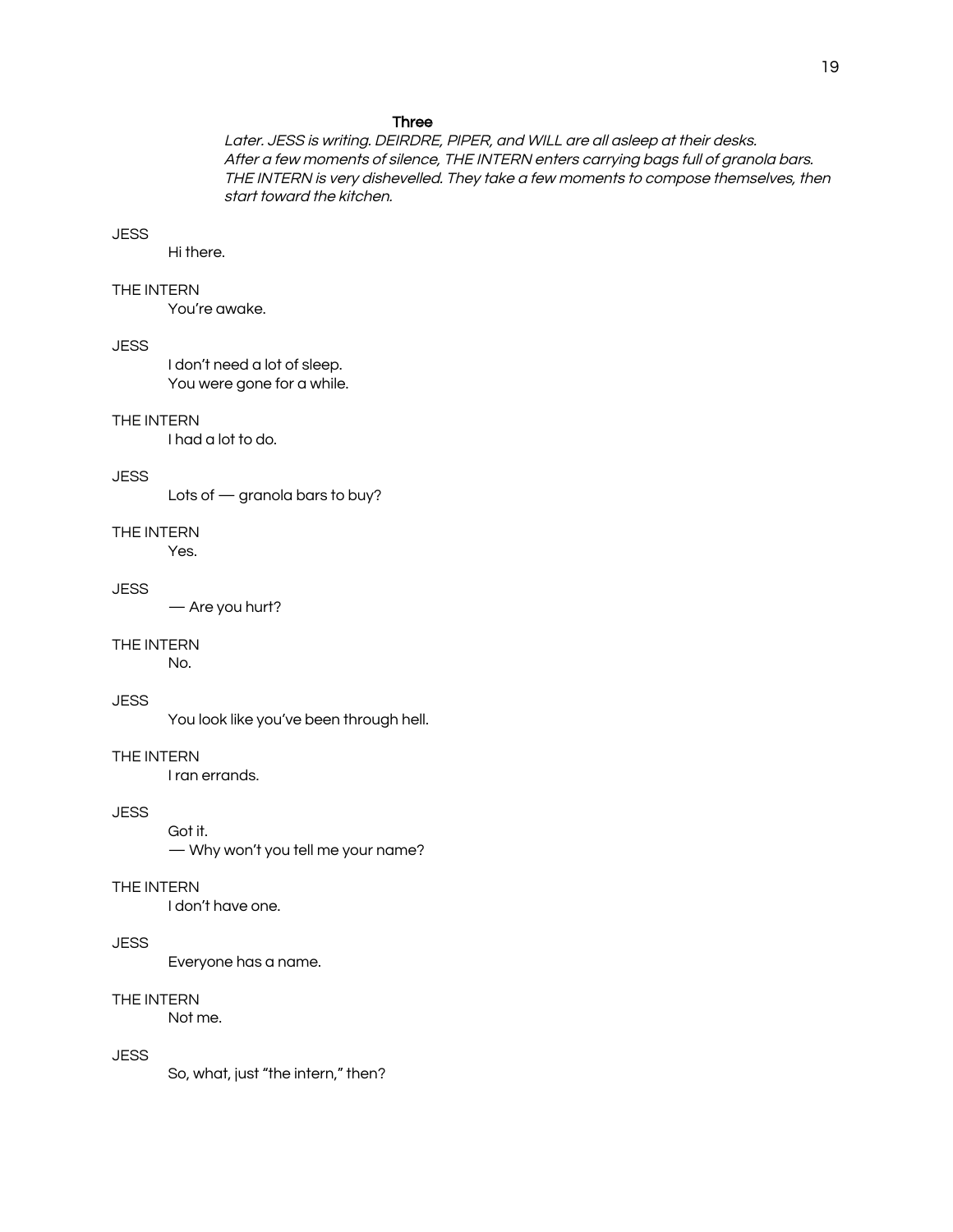### Three

*Later. JESS is writing. DEIRDRE, PIPER, and WILL are all asleep at their desks. After a few moments of silence, THE INTERN enters carrying bags full of granola bars. THE INTERN is very dishevelled. They take a few moments to compose themselves, then start toward the kitchen.*

JESS
Hi there.

THE INTERN
You're awake.

JESS
I don't need a lot of sleep.
You were gone for a while.

THE INTERN
I had a lot to do.

JESS
Lots of — granola bars to buy?

THE INTERN
Yes.

JESS
— Are you hurt?

THE INTERN
No.

JESS
You look like you've been through hell.

THE INTERN
I ran errands.

JESS
Got it.
— Why won't you tell me your name?

THE INTERN
I don't have one.

JESS
Everyone has a name.

THE INTERN
Not me.

JESS
So, what, just "the intern," then?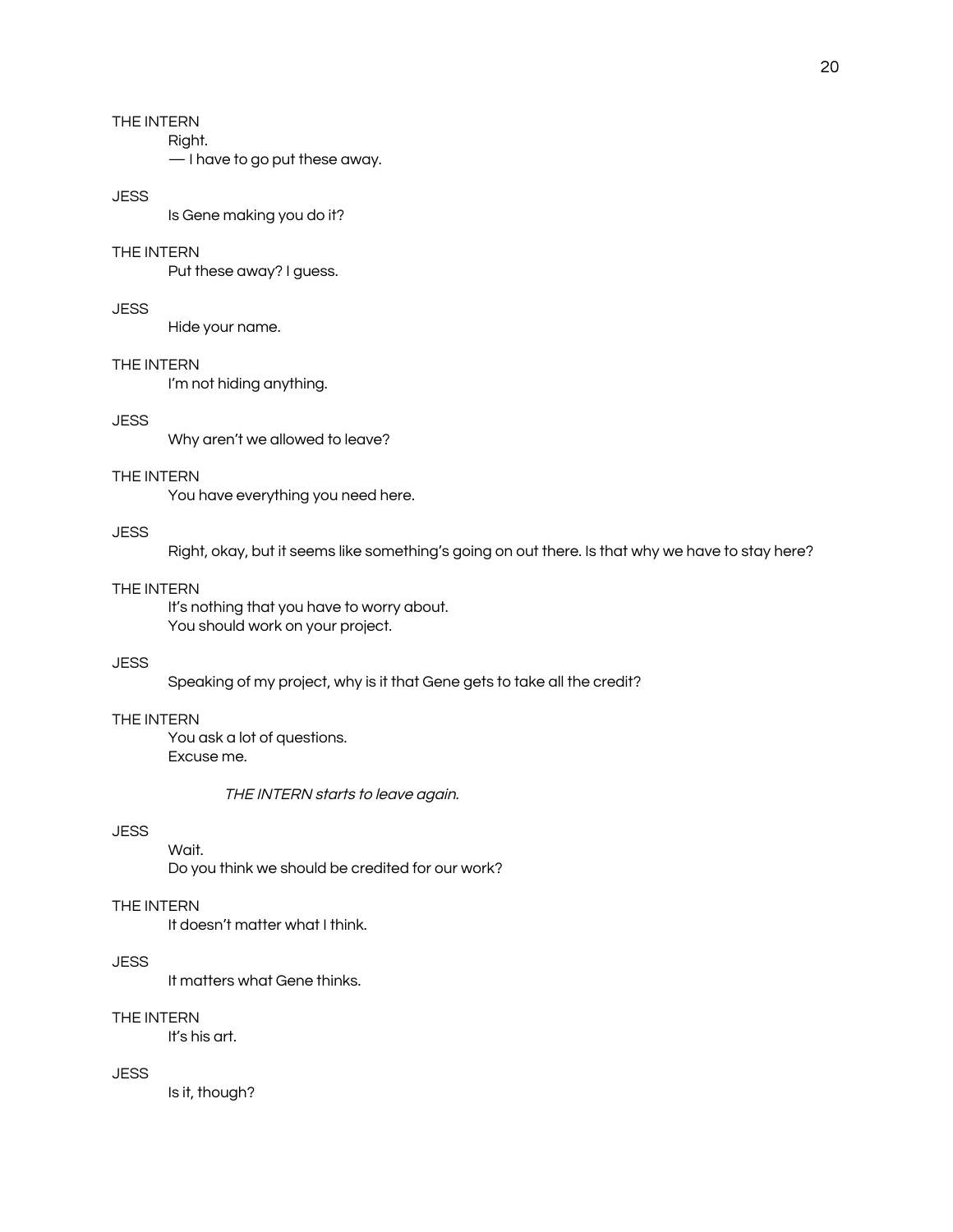THE INTERN

Right.

— I have to go put these away.

JESS

Is Gene making you do it?

THE INTERN

Put these away? I guess.

JESS

Hide your name.

THE INTERN

I'm not hiding anything.

JESS

Why aren't we allowed to leave?

THE INTERN

You have everything you need here.

JESS

Right, okay, but it seems like something's going on out there. Is that why we have to stay here?

THE INTERN

It's nothing that you have to worry about.

You should work on your project.

JESS

Speaking of my project, why is it that Gene gets to take all the credit?

THE INTERN

You ask a lot of questions.

Excuse me.

*THE INTERN starts to leave again.*

JESS

Wait.

Do you think we should be credited for our work?

THE INTERN

It doesn't matter what I think.

JESS

It matters what Gene thinks.

THE INTERN

It's his art.

JESS

Is it, though?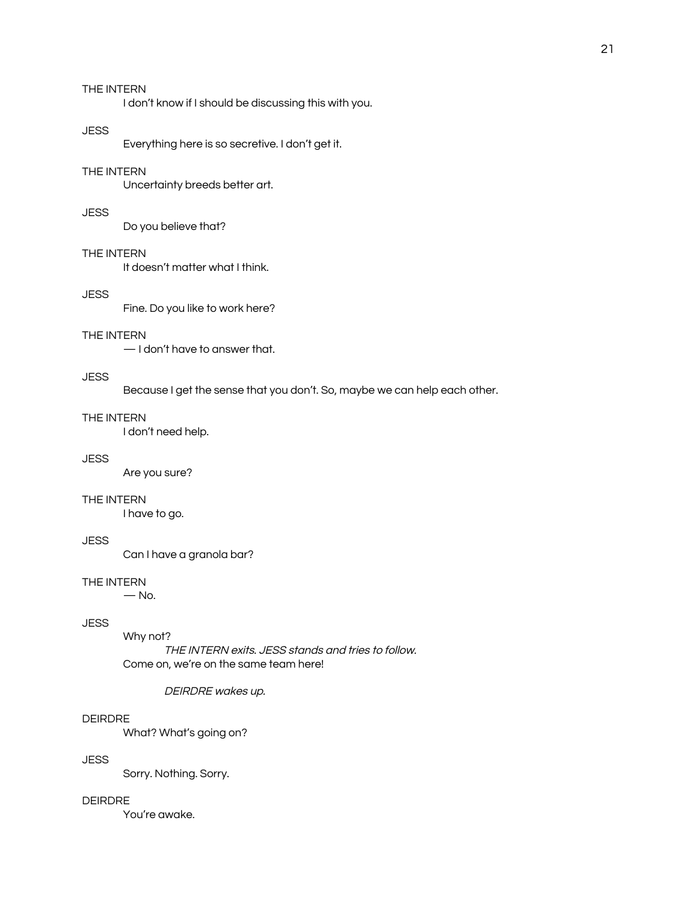THE INTERN

I don't know if I should be discussing this with you.

JESS

Everything here is so secretive. I don't get it.

THE INTERN

Uncertainty breeds better art.

JESS

Do you believe that?

THE INTERN

It doesn't matter what I think.

JESS

Fine. Do you like to work here?

THE INTERN

— I don't have to answer that.

JESS

Because I get the sense that you don't. So, maybe we can help each other.

THE INTERN

I don't need help.

JESS

Are you sure?

THE INTERN

I have to go.

JESS

Can I have a granola bar?

THE INTERN

— No.

JESS

Why not?

*THE INTERN exits. JESS stands and tries to follow.*

Come on, we're on the same team here!

*DEIRDRE wakes up.*

DEIRDRE

What? What's going on?

JESS

Sorry. Nothing. Sorry.

DEIRDRE

You're awake.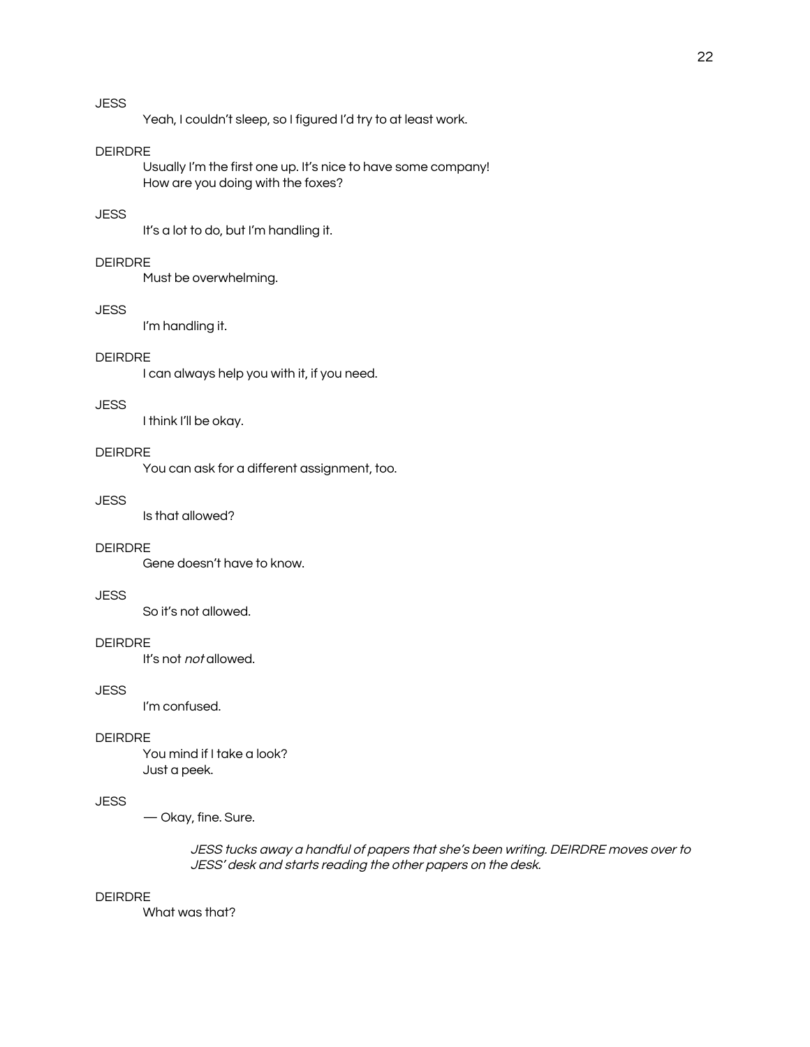JESS

Yeah, I couldn't sleep, so I figured I'd try to at least work.

DEIRDRE

Usually I'm the first one up. It's nice to have some company!
How are you doing with the foxes?

JESS

It's a lot to do, but I'm handling it.

DEIRDRE

Must be overwhelming.

JESS

I'm handling it.

DEIRDRE

I can always help you with it, if you need.

JESS

I think I'll be okay.

DEIRDRE

You can ask for a different assignment, too.

JESS

Is that allowed?

DEIRDRE

Gene doesn't have to know.

JESS

So it's not allowed.

DEIRDRE

It's not *not* allowed.

JESS

I'm confused.

DEIRDRE

You mind if I take a look?
Just a peek.

JESS

— Okay, fine. Sure.

*JESS tucks away a handful of papers that she's been writing. DEIRDRE moves over to JESS' desk and starts reading the other papers on the desk.*

DEIRDRE

What was that?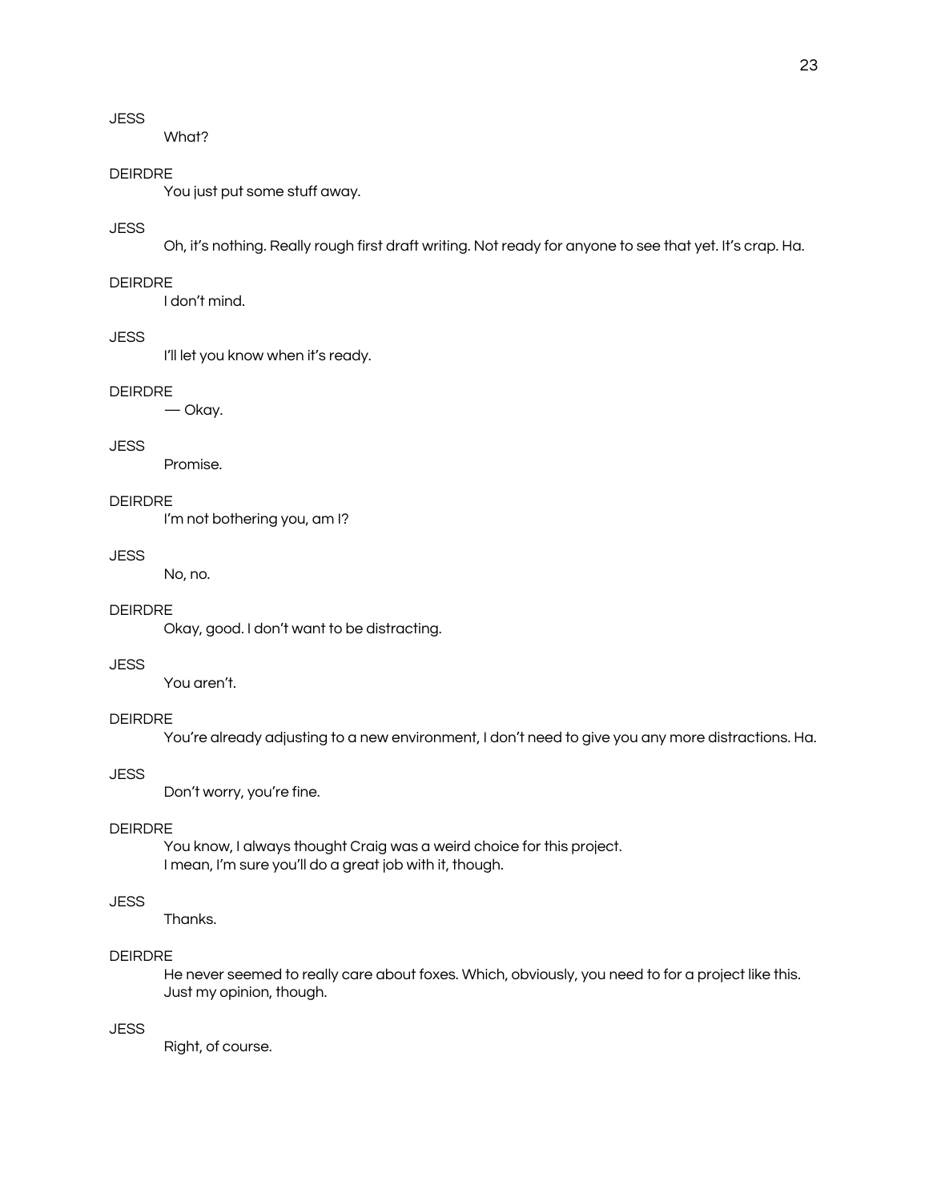JESS

What?

DEIRDRE

You just put some stuff away.

JESS

Oh, it's nothing. Really rough first draft writing. Not ready for anyone to see that yet. It's crap. Ha.

DEIRDRE

I don't mind.

JESS

I'll let you know when it's ready.

DEIRDRE

— Okay.

JESS

Promise.

DEIRDRE

I'm not bothering you, am I?

JESS

No, no.

DEIRDRE

Okay, good. I don't want to be distracting.

JESS

You aren't.

DEIRDRE

You're already adjusting to a new environment, I don't need to give you any more distractions. Ha.

JESS

Don't worry, you're fine.

DEIRDRE

You know, I always thought Craig was a weird choice for this project.
I mean, I'm sure you'll do a great job with it, though.

JESS

Thanks.

DEIRDRE

He never seemed to really care about foxes. Which, obviously, you need to for a project like this.
Just my opinion, though.

JESS

Right, of course.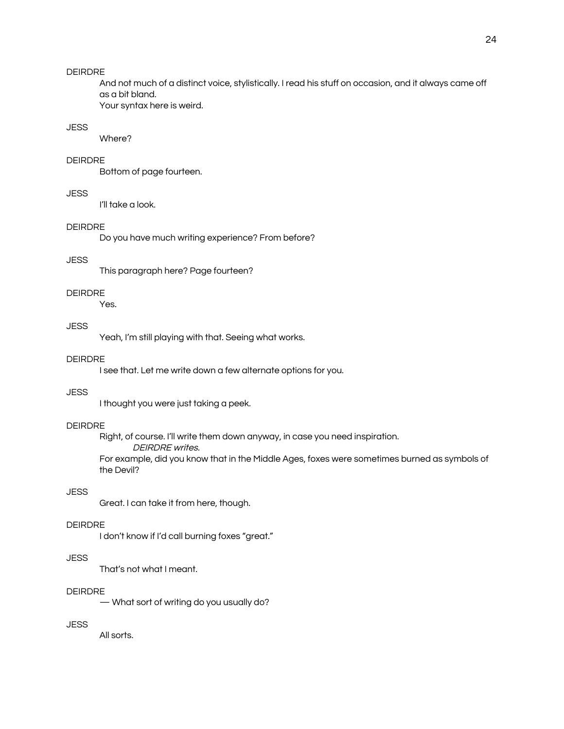DEIRDRE

And not much of a distinct voice, stylistically. I read his stuff on occasion, and it always came off as a bit bland.
Your syntax here is weird.

JESS

Where?

DEIRDRE

Bottom of page fourteen.

JESS

I'll take a look.

DEIRDRE

Do you have much writing experience? From before?

JESS

This paragraph here? Page fourteen?

DEIRDRE

Yes.

JESS

Yeah, I'm still playing with that. Seeing what works.

DEIRDRE

I see that. Let me write down a few alternate options for you.

JESS

I thought you were just taking a peek.

DEIRDRE

Right, of course. I'll write them down anyway, in case you need inspiration.
*DEIRDRE writes.*
For example, did you know that in the Middle Ages, foxes were sometimes burned as symbols of the Devil?

JESS

Great. I can take it from here, though.

DEIRDRE

I don't know if I'd call burning foxes "great."

JESS

That's not what I meant.

DEIRDRE

— What sort of writing do you usually do?

JESS

All sorts.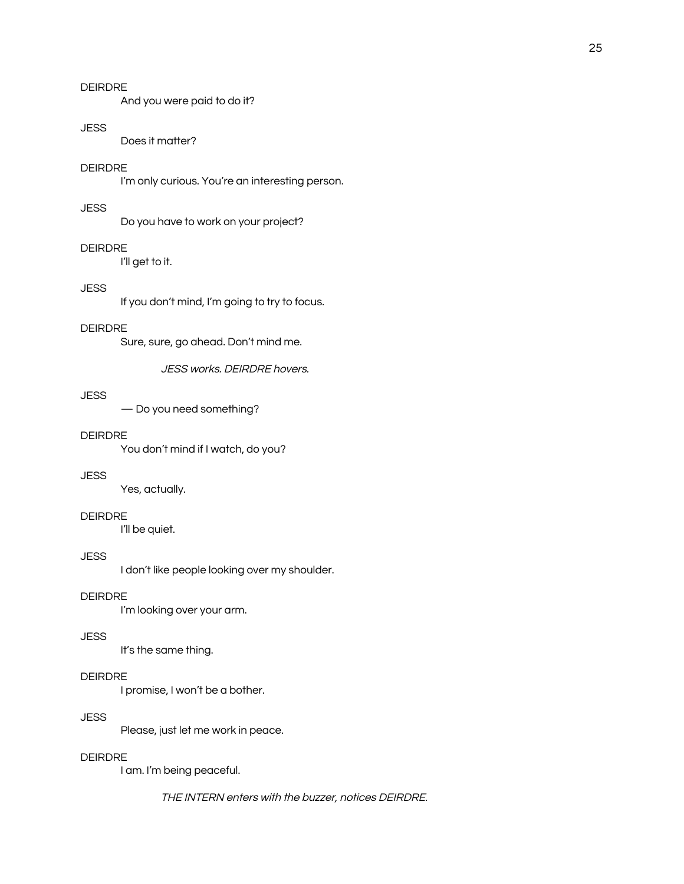DEIRDRE

And you were paid to do it?

JESS

Does it matter?

DEIRDRE

I'm only curious. You're an interesting person.

JESS

Do you have to work on your project?

DEIRDRE

I'll get to it.

JESS

If you don't mind, I'm going to try to focus.

DEIRDRE

Sure, sure, go ahead. Don't mind me.

*JESS works. DEIRDRE hovers.*

JESS

— Do you need something?

DEIRDRE

You don't mind if I watch, do you?

JESS

Yes, actually.

DEIRDRE

I'll be quiet.

JESS

I don't like people looking over my shoulder.

DEIRDRE

I'm looking over your arm.

JESS

It's the same thing.

DEIRDRE

I promise, I won't be a bother.

JESS

Please, just let me work in peace.

DEIRDRE

I am. I'm being peaceful.

*THE INTERN enters with the buzzer, notices DEIRDRE.*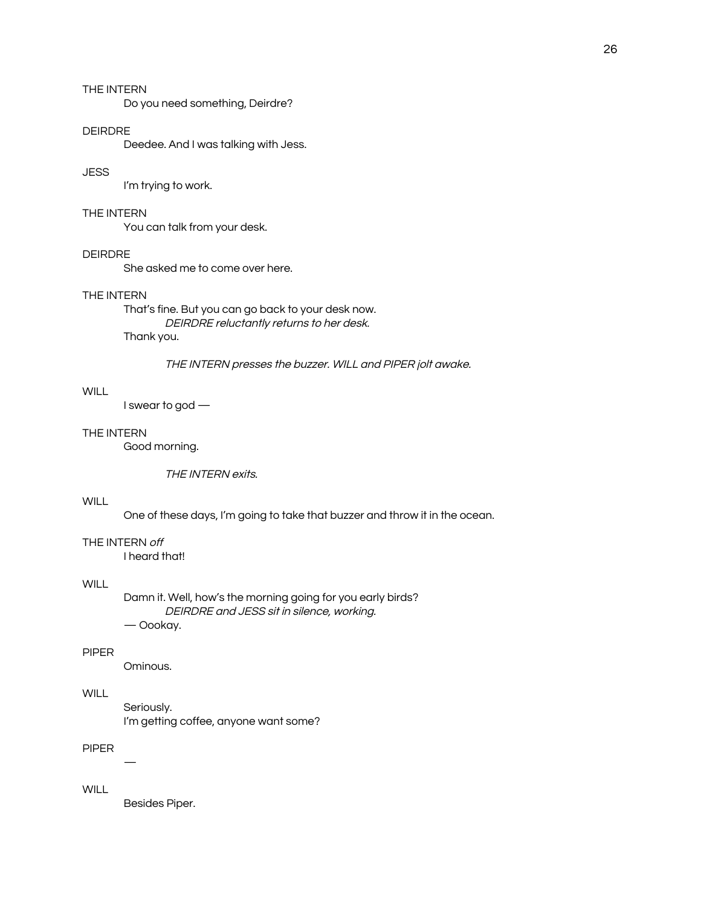THE INTERN

Do you need something, Deirdre?

DEIRDRE

Deedee. And I was talking with Jess.

JESS

I'm trying to work.

THE INTERN

You can talk from your desk.

DEIRDRE

She asked me to come over here.

THE INTERN

That's fine. But you can go back to your desk now.

*DEIRDRE reluctantly returns to her desk.*

Thank you.

*THE INTERN presses the buzzer. WILL and PIPER jolt awake.*

WILL

I swear to god —

THE INTERN

Good morning.

*THE INTERN exits.*

WILL

One of these days, I'm going to take that buzzer and throw it in the ocean.

THE INTERN *off*

I heard that!

WILL

Damn it. Well, how's the morning going for you early birds?

*DEIRDRE and JESS sit in silence, working.*

— Oookay.

PIPER

Ominous.

WILL

Seriously.

I'm getting coffee, anyone want some?

PIPER

—

WILL

Besides Piper.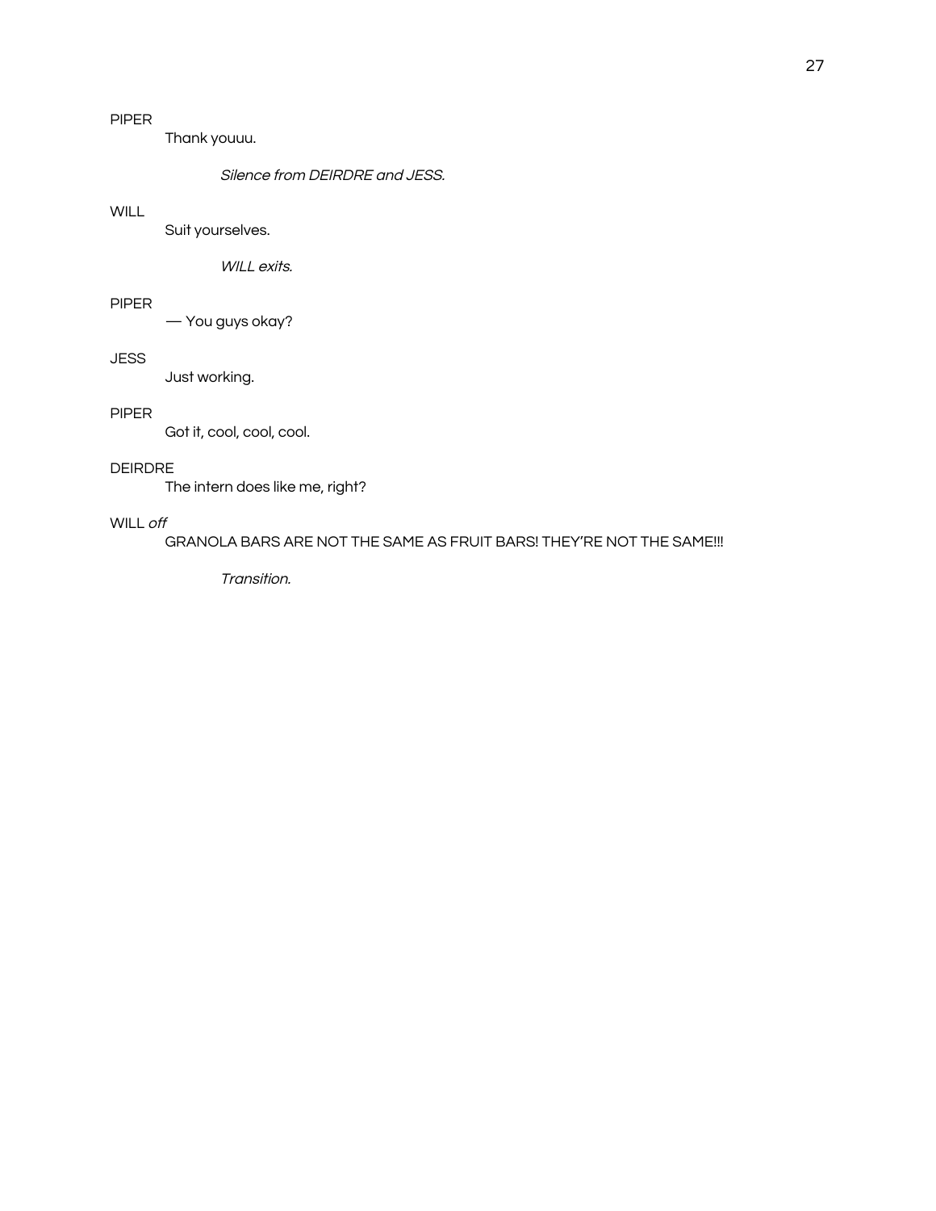PIPER

Thank youuu.

*Silence from DEIRDRE and JESS.*

WILL

Suit yourselves.

*WILL exits.*

PIPER

— You guys okay?

JESS

Just working.

PIPER

Got it, cool, cool, cool.

DEIRDRE

The intern does like me, right?

WILL *off*

GRANOLA BARS ARE NOT THE SAME AS FRUIT BARS! THEY'RE NOT THE SAME!!!

*Transition.*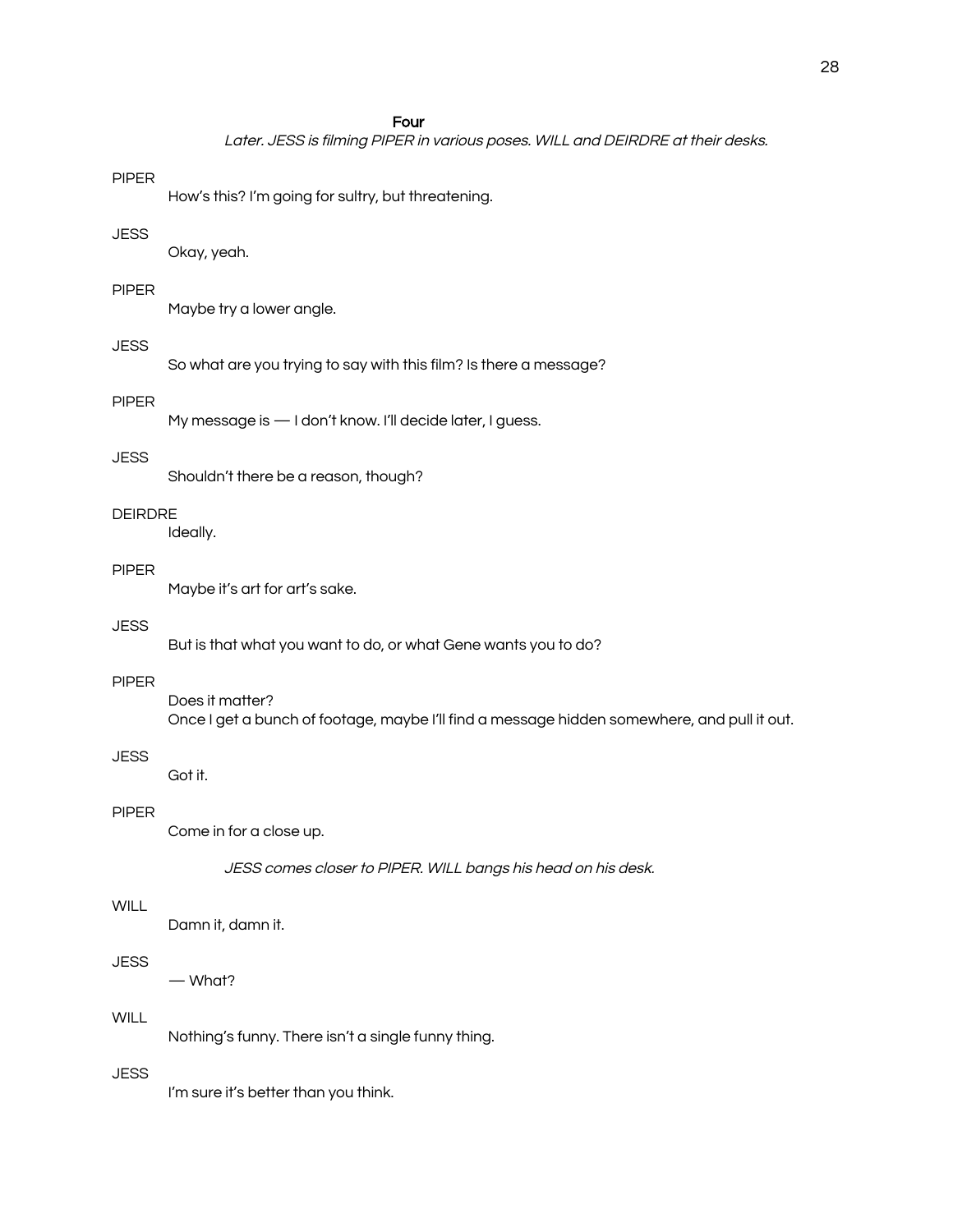## Four

*Later. JESS is filming PIPER in various poses. WILL and DEIRDRE at their desks.*

PIPER
How's this? I'm going for sultry, but threatening.

JESS
Okay, yeah.

PIPER
Maybe try a lower angle.

JESS
So what are you trying to say with this film? Is there a message?

PIPER
My message is — I don't know. I'll decide later, I guess.

JESS
Shouldn't there be a reason, though?

DEIRDRE
Ideally.

PIPER
Maybe it's art for art's sake.

JESS
But is that what you want to do, or what Gene wants you to do?

PIPER
Does it matter?
Once I get a bunch of footage, maybe I'll find a message hidden somewhere, and pull it out.

JESS
Got it.

PIPER
Come in for a close up.

*JESS comes closer to PIPER. WILL bangs his head on his desk.*

WILL
Damn it, damn it.

JESS
— What?

WILL
Nothing's funny. There isn't a single funny thing.

JESS
I'm sure it's better than you think.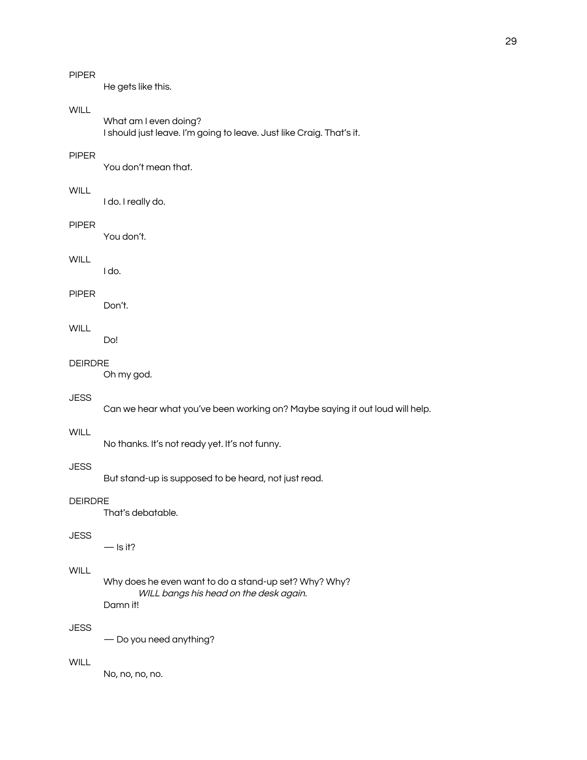PIPER

He gets like this.

WILL

What am I even doing?
I should just leave. I'm going to leave. Just like Craig. That's it.

PIPER

You don't mean that.

WILL

I do. I really do.

PIPER

You don't.

WILL

I do.

PIPER

Don't.

WILL

Do!

DEIRDRE

Oh my god.

JESS

Can we hear what you've been working on? Maybe saying it out loud will help.

WILL

No thanks. It's not ready yet. It's not funny.

JESS

But stand-up is supposed to be heard, not just read.

DEIRDRE

That's debatable.

JESS

— Is it?

WILL

Why does he even want to do a stand-up set? Why? Why?

*WILL bangs his head on the desk again.*

Damn it!

JESS

— Do you need anything?

WILL

No, no, no, no.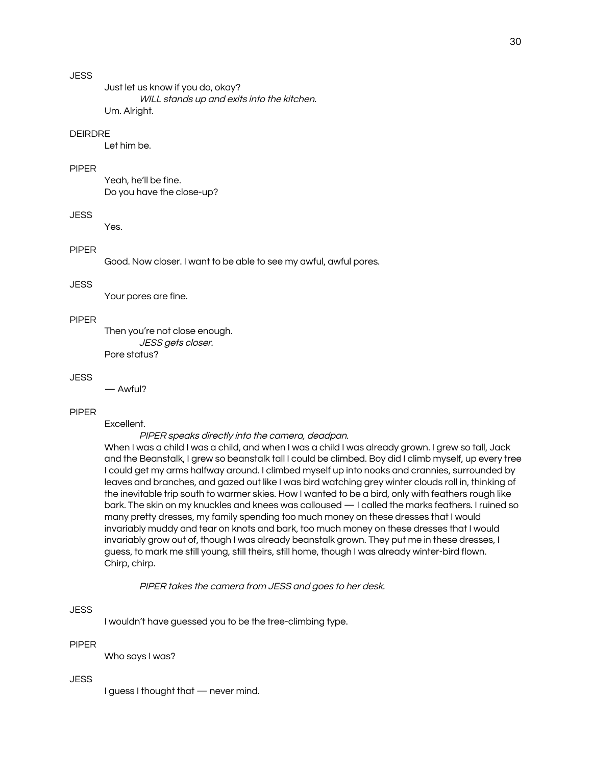JESS

Just let us know if you do, okay?

*WILL stands up and exits into the kitchen.*

Um. Alright.

DEIRDRE

Let him be.

PIPER

Yeah, he'll be fine.
Do you have the close-up?

JESS

Yes.

PIPER

Good. Now closer. I want to be able to see my awful, awful pores.

JESS

Your pores are fine.

PIPER

Then you're not close enough.

*JESS gets closer.*

Pore status?

JESS

— Awful?

PIPER

Excellent.

*PIPER speaks directly into the camera, deadpan.*

When I was a child I was a child, and when I was a child I was already grown. I grew so tall, Jack and the Beanstalk, I grew so beanstalk tall I could be climbed. Boy did I climb myself, up every tree I could get my arms halfway around. I climbed myself up into nooks and crannies, surrounded by leaves and branches, and gazed out like I was bird watching grey winter clouds roll in, thinking of the inevitable trip south to warmer skies. How I wanted to be a bird, only with feathers rough like bark. The skin on my knuckles and knees was calloused — I called the marks feathers. I ruined so many pretty dresses, my family spending too much money on these dresses that I would invariably muddy and tear on knots and bark, too much money on these dresses that I would invariably grow out of, though I was already beanstalk grown. They put me in these dresses, I guess, to mark me still young, still theirs, still home, though I was already winter-bird flown. Chirp, chirp.

*PIPER takes the camera from JESS and goes to her desk.*

JESS

I wouldn't have guessed you to be the tree-climbing type.

PIPER

Who says I was?

JESS

I guess I thought that — never mind.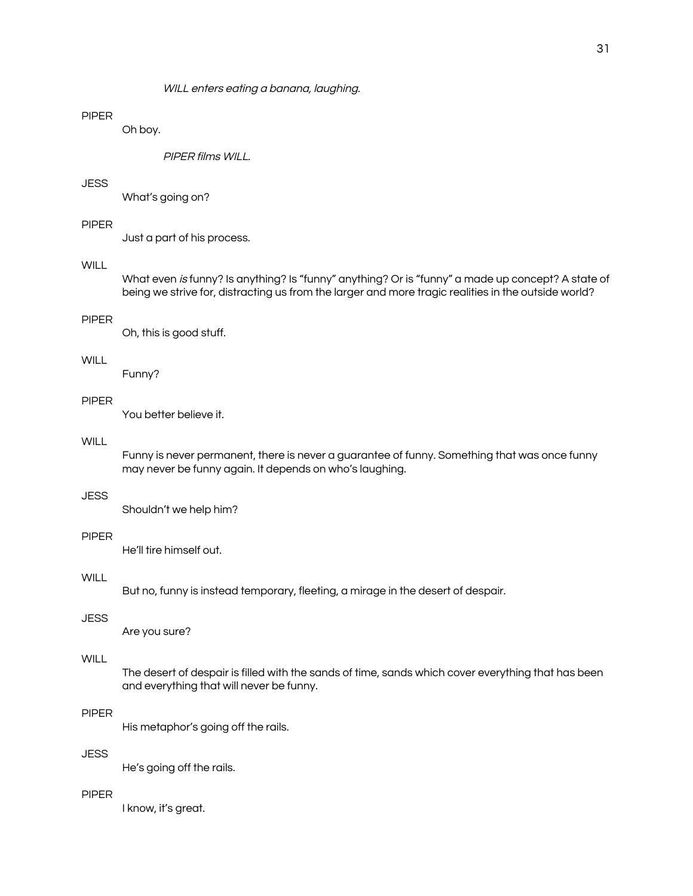*WILL enters eating a banana, laughing.*

PIPER
Oh boy.

*PIPER films WILL.*

JESS
What's going on?

PIPER
Just a part of his process.

WILL
What even *is* funny? Is anything? Is "funny" anything? Or is "funny" a made up concept? A state of being we strive for, distracting us from the larger and more tragic realities in the outside world?

PIPER
Oh, this is good stuff.

WILL
Funny?

PIPER
You better believe it.

WILL
Funny is never permanent, there is never a guarantee of funny. Something that was once funny may never be funny again. It depends on who's laughing.

JESS
Shouldn't we help him?

PIPER
He'll tire himself out.

WILL
But no, funny is instead temporary, fleeting, a mirage in the desert of despair.

JESS
Are you sure?

WILL
The desert of despair is filled with the sands of time, sands which cover everything that has been and everything that will never be funny.

PIPER
His metaphor's going off the rails.

JESS
He's going off the rails.

PIPER
I know, it's great.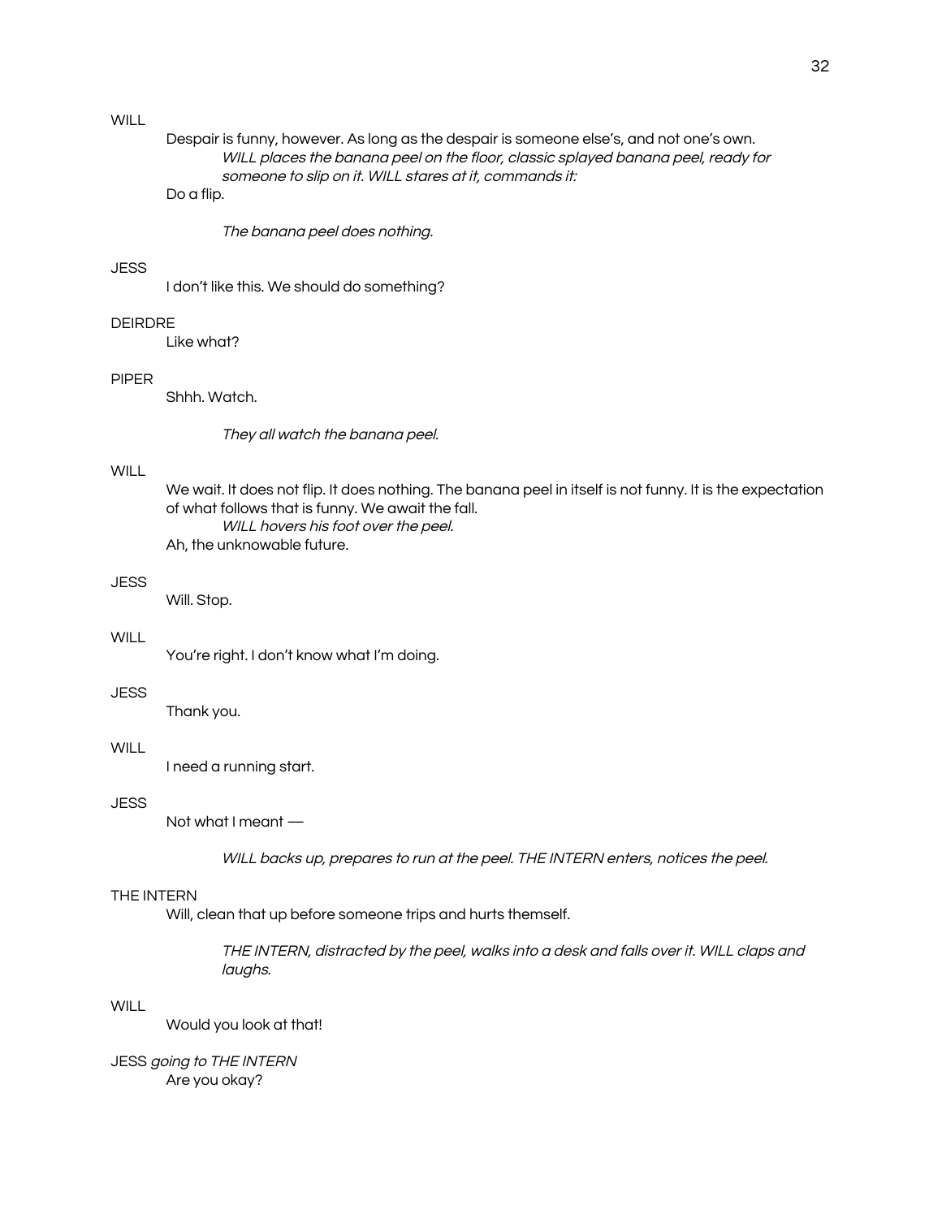WILL

Despair is funny, however. As long as the despair is someone else's, and not one's own.

*WILL places the banana peel on the floor, classic splayed banana peel, ready for someone to slip on it. WILL stares at it, commands it:*

Do a flip.

*The banana peel does nothing.*

JESS

I don't like this. We should do something?

DEIRDRE

Like what?

PIPER

Shhh. Watch.

*They all watch the banana peel.*

WILL

We wait. It does not flip. It does nothing. The banana peel in itself is not funny. It is the expectation of what follows that is funny. We await the fall.

*WILL hovers his foot over the peel.*

Ah, the unknowable future.

JESS

Will. Stop.

WILL

You're right. I don't know what I'm doing.

JESS

Thank you.

WILL

I need a running start.

JESS

Not what I meant —

*WILL backs up, prepares to run at the peel. THE INTERN enters, notices the peel.*

THE INTERN

Will, clean that up before someone trips and hurts themself.

*THE INTERN, distracted by the peel, walks into a desk and falls over it. WILL claps and laughs.*

WILL

Would you look at that!

JESS *going to THE INTERN*

Are you okay?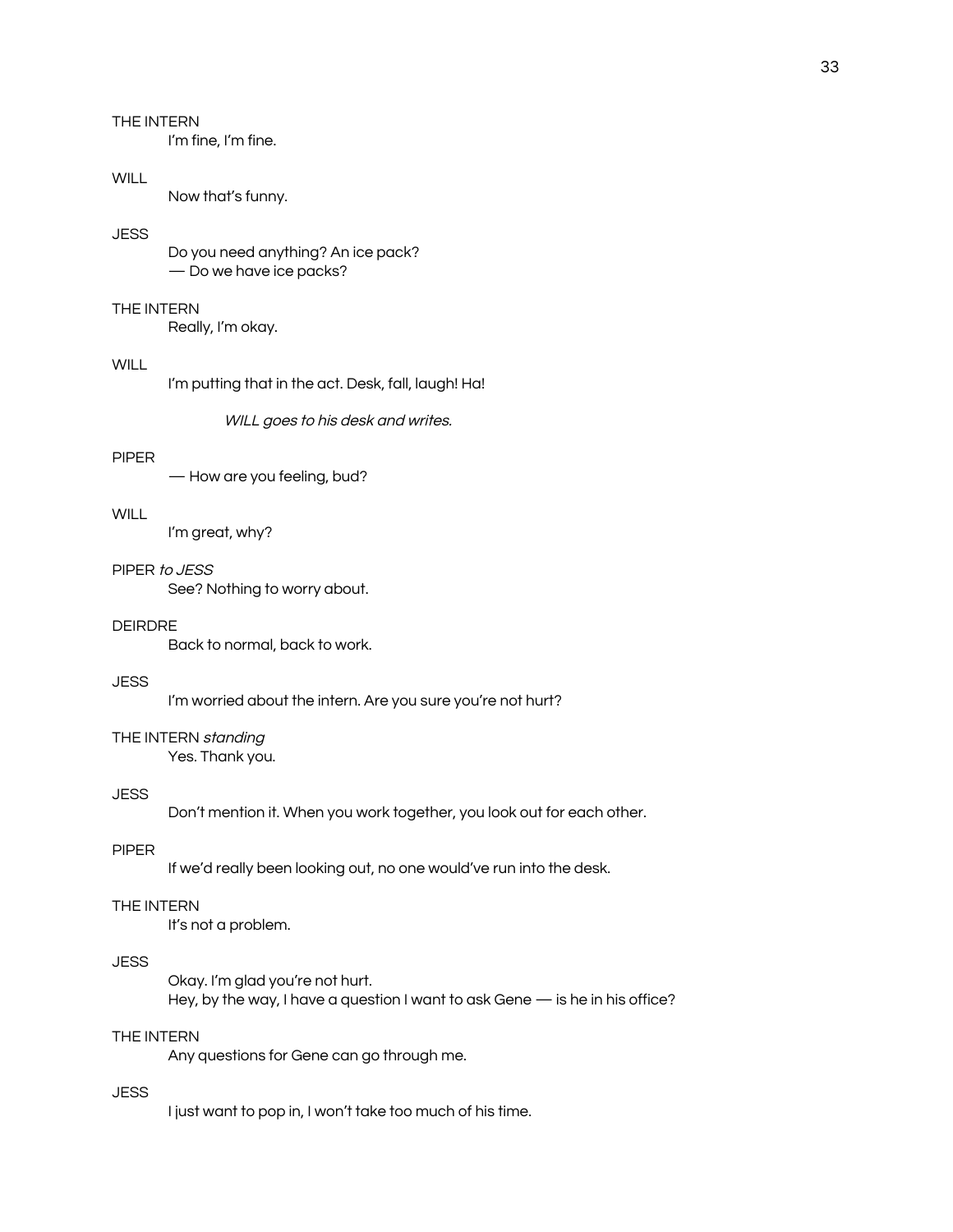THE INTERN

I'm fine, I'm fine.

WILL

Now that's funny.

JESS

Do you need anything? An ice pack?
— Do we have ice packs?

THE INTERN

Really, I'm okay.

WILL

I'm putting that in the act. Desk, fall, laugh! Ha!

*WILL goes to his desk and writes.*

PIPER

— How are you feeling, bud?

WILL

I'm great, why?

PIPER *to JESS*

See? Nothing to worry about.

DEIRDRE

Back to normal, back to work.

JESS

I'm worried about the intern. Are you sure you're not hurt?

THE INTERN *standing*

Yes. Thank you.

JESS

Don't mention it. When you work together, you look out for each other.

PIPER

If we'd really been looking out, no one would've run into the desk.

THE INTERN

It's not a problem.

JESS

Okay. I'm glad you're not hurt.
Hey, by the way, I have a question I want to ask Gene — is he in his office?

THE INTERN

Any questions for Gene can go through me.

JESS

I just want to pop in, I won't take too much of his time.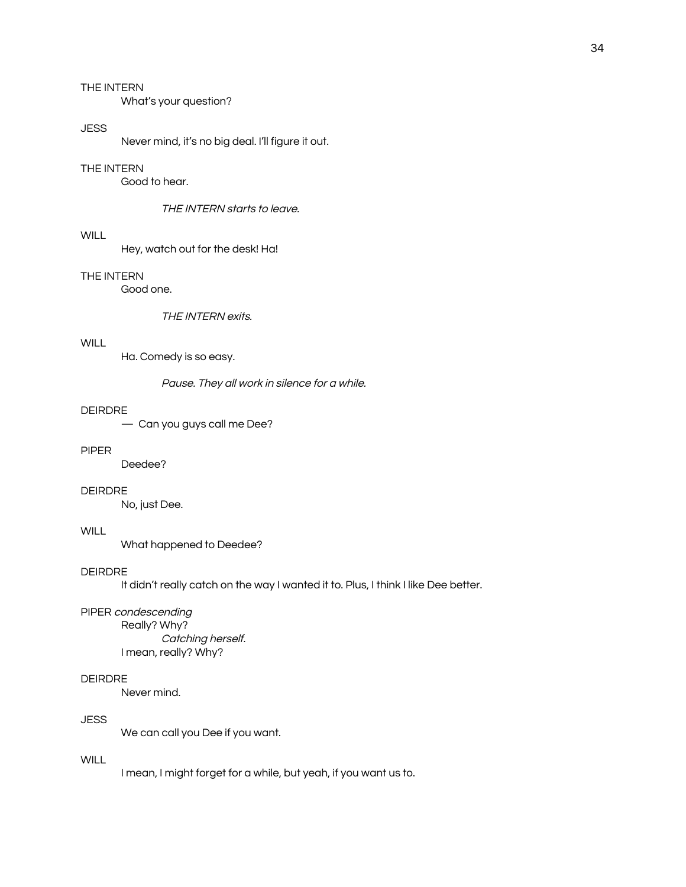THE INTERN

What's your question?

JESS

Never mind, it's no big deal. I'll figure it out.

THE INTERN

Good to hear.

*THE INTERN starts to leave.*

WILL

Hey, watch out for the desk! Ha!

THE INTERN

Good one.

*THE INTERN exits.*

WILL

Ha. Comedy is so easy.

*Pause. They all work in silence for a while.*

DEIRDRE

— Can you guys call me Dee?

PIPER

Deedee?

DEIRDRE

No, just Dee.

WILL

What happened to Deedee?

DEIRDRE

It didn't really catch on the way I wanted it to. Plus, I think I like Dee better.

PIPER *condescending*

Really? Why?

*Catching herself.*

I mean, really? Why?

DEIRDRE

Never mind.

JESS

We can call you Dee if you want.

WILL

I mean, I might forget for a while, but yeah, if you want us to.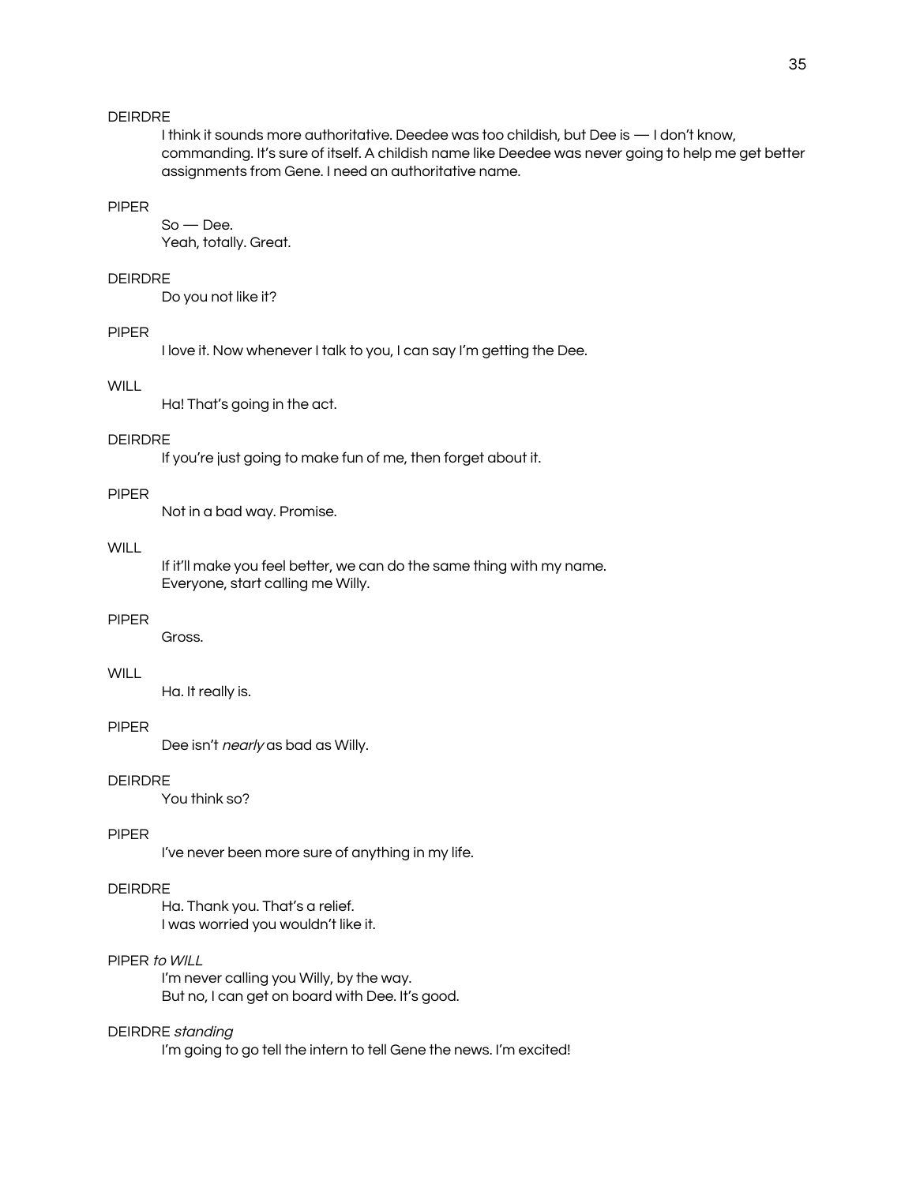DEIRDRE

I think it sounds more authoritative. Deedee was too childish, but Dee is — I don't know, commanding. It's sure of itself. A childish name like Deedee was never going to help me get better assignments from Gene. I need an authoritative name.

PIPER

So — Dee.
Yeah, totally. Great.

DEIRDRE

Do you not like it?

PIPER

I love it. Now whenever I talk to you, I can say I'm getting the Dee.

WILL

Ha! That's going in the act.

DEIRDRE

If you're just going to make fun of me, then forget about it.

PIPER

Not in a bad way. Promise.

WILL

If it'll make you feel better, we can do the same thing with my name.
Everyone, start calling me Willy.

PIPER

Gross.

WILL

Ha. It really is.

PIPER

Dee isn't *nearly* as bad as Willy.

DEIRDRE

You think so?

PIPER

I've never been more sure of anything in my life.

DEIRDRE

Ha. Thank you. That's a relief.
I was worried you wouldn't like it.

PIPER *to WILL*

I'm never calling you Willy, by the way.
But no, I can get on board with Dee. It's good.

DEIRDRE *standing*

I'm going to go tell the intern to tell Gene the news. I'm excited!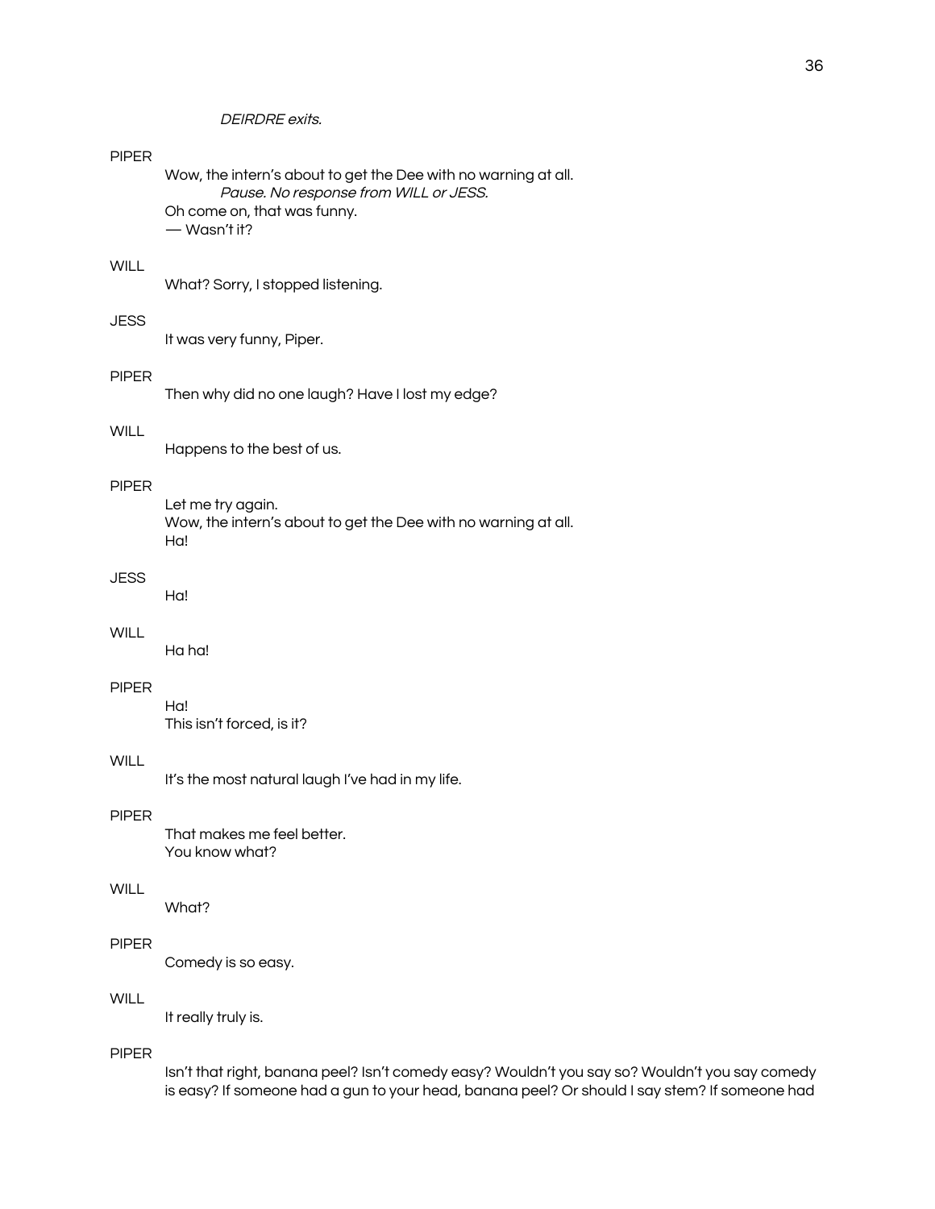*DEIRDRE exits.*

PIPER

Wow, the intern's about to get the Dee with no warning at all.

*Pause. No response from WILL or JESS.*

Oh come on, that was funny.

— Wasn't it?

WILL

What? Sorry, I stopped listening.

JESS

It was very funny, Piper.

PIPER

Then why did no one laugh? Have I lost my edge?

WILL

Happens to the best of us.

PIPER

Let me try again.

Wow, the intern's about to get the Dee with no warning at all.

Ha!

JESS

Ha!

WILL

Ha ha!

PIPER

Ha!

This isn't forced, is it?

WILL

It's the most natural laugh I've had in my life.

PIPER

That makes me feel better.

You know what?

WILL

What?

PIPER

Comedy is so easy.

WILL

It really truly is.

PIPER

Isn't that right, banana peel? Isn't comedy easy? Wouldn't you say so? Wouldn't you say comedy is easy? If someone had a gun to your head, banana peel? Or should I say stem? If someone had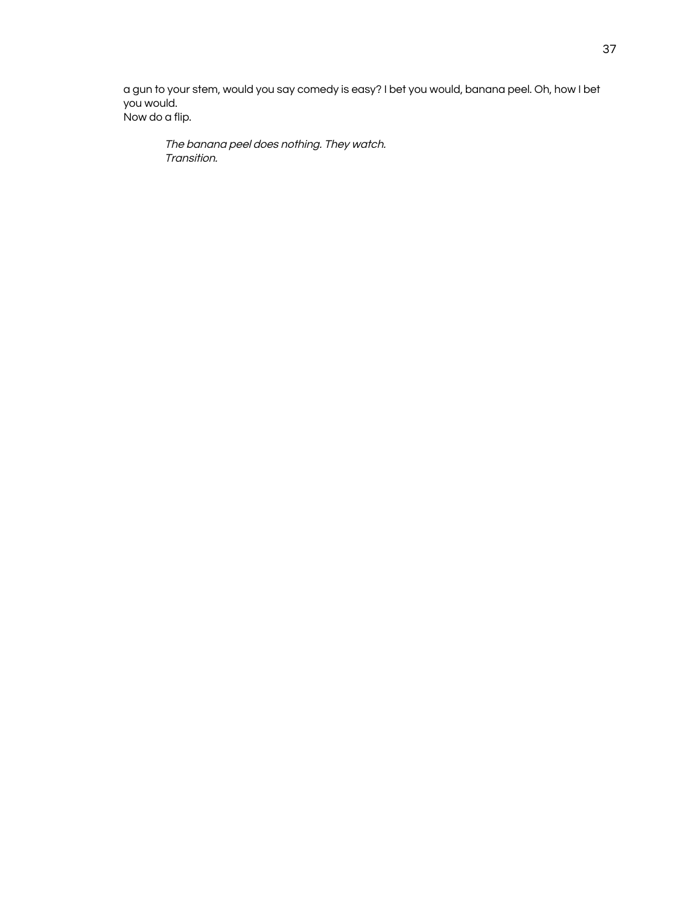a gun to your stem, would you say comedy is easy? I bet you would, banana peel. Oh, how I bet you would.
Now do a flip.

*The banana peel does nothing. They watch.*
*Transition.*